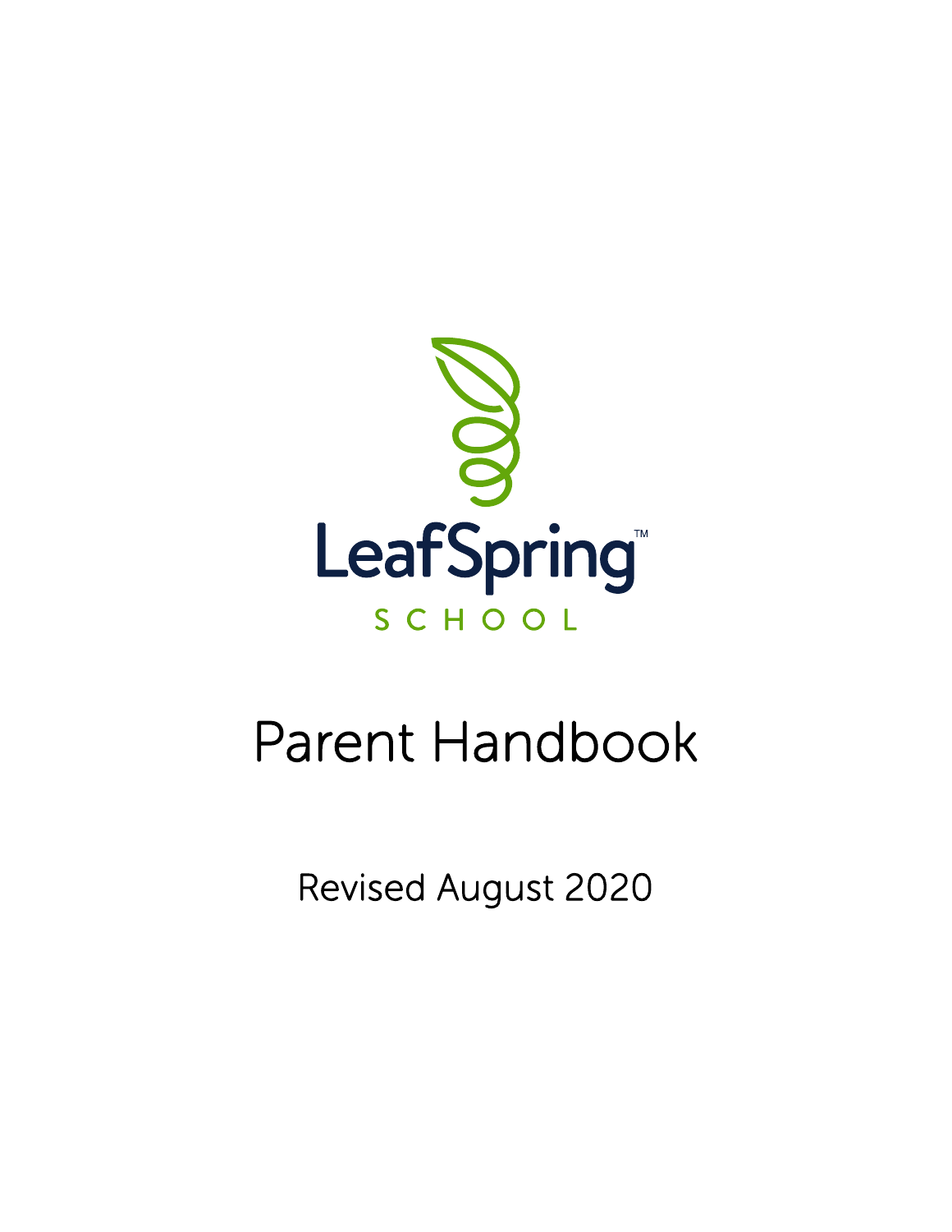LeafSpring™

SCHOOL

# Parent Handbook

Revised August 2020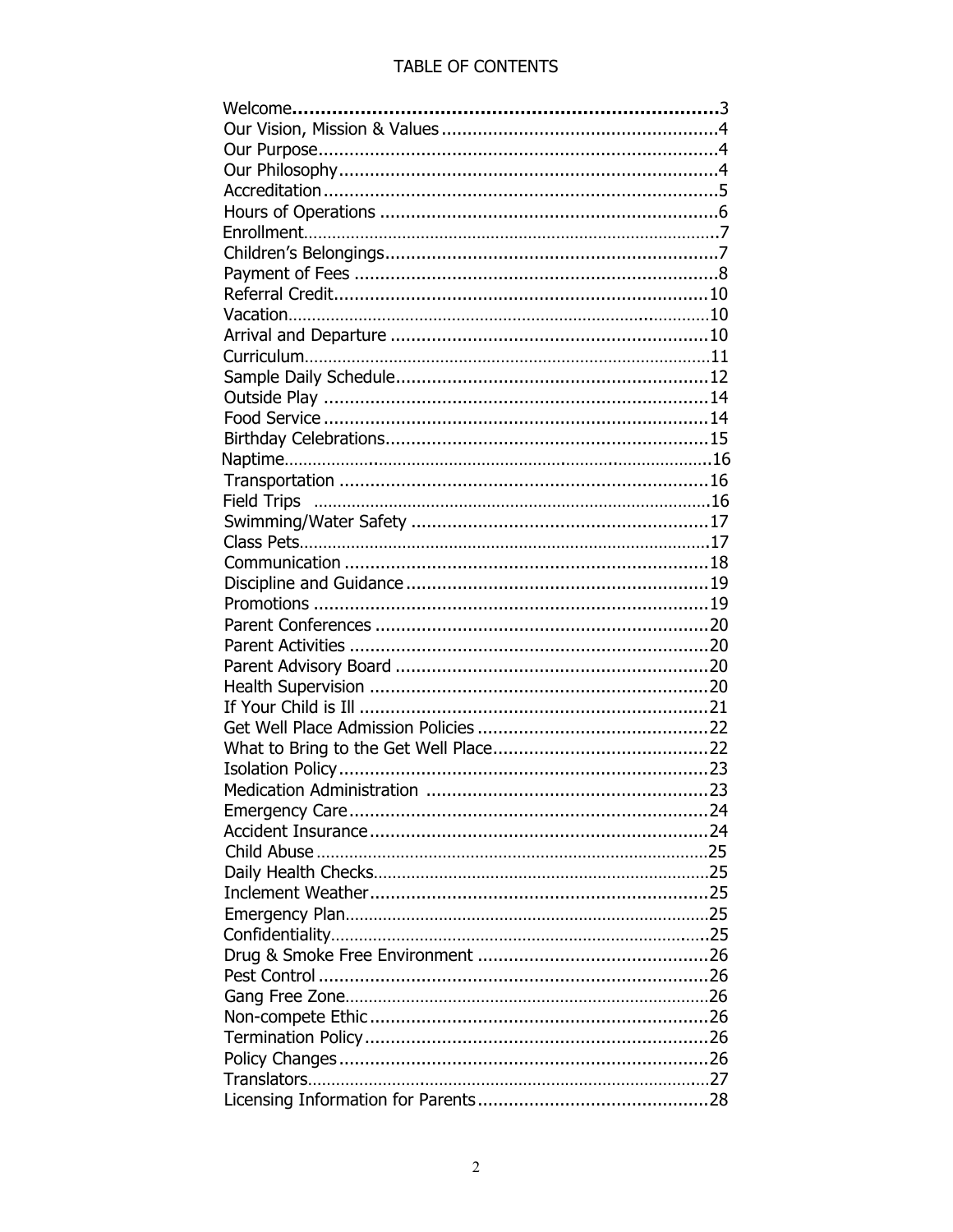# TABLE OF CONTENTS

| Section | Page |
|---|---|
| Welcome | 3 |
| Our Vision, Mission & Values | 4 |
| Our Purpose | 4 |
| Our Philosophy | 4 |
| Accreditation | 5 |
| Hours of Operations | 6 |
| Enrollment | 7 |
| Children's Belongings | 7 |
| Payment of Fees | 8 |
| Referral Credit | 10 |
| Vacation | 10 |
| Arrival and Departure | 10 |
| Curriculum | 11 |
| Sample Daily Schedule | 12 |
| Outside Play | 14 |
| Food Service | 14 |
| Birthday Celebrations | 15 |
| Naptime | 16 |
| Transportation | 16 |
| Field Trips | 16 |
| Swimming/Water Safety | 17 |
| Class Pets | 17 |
| Communication | 18 |
| Discipline and Guidance | 19 |
| Promotions | 19 |
| Parent Conferences | 20 |
| Parent Activities | 20 |
| Parent Advisory Board | 20 |
| Health Supervision | 20 |
| If Your Child is Ill | 21 |
| Get Well Place Admission Policies | 22 |
| What to Bring to the Get Well Place | 22 |
| Isolation Policy | 23 |
| Medication Administration | 23 |
| Emergency Care | 24 |
| Accident Insurance | 24 |
| Child Abuse | 25 |
| Daily Health Checks | 25 |
| Inclement Weather | 25 |
| Emergency Plan | 25 |
| Confidentiality | 25 |
| Drug & Smoke Free Environment | 26 |
| Pest Control | 26 |
| Gang Free Zone | 26 |
| Non-compete Ethic | 26 |
| Termination Policy | 26 |
| Policy Changes | 26 |
| Translators | 27 |
| Licensing Information for Parents | 28 |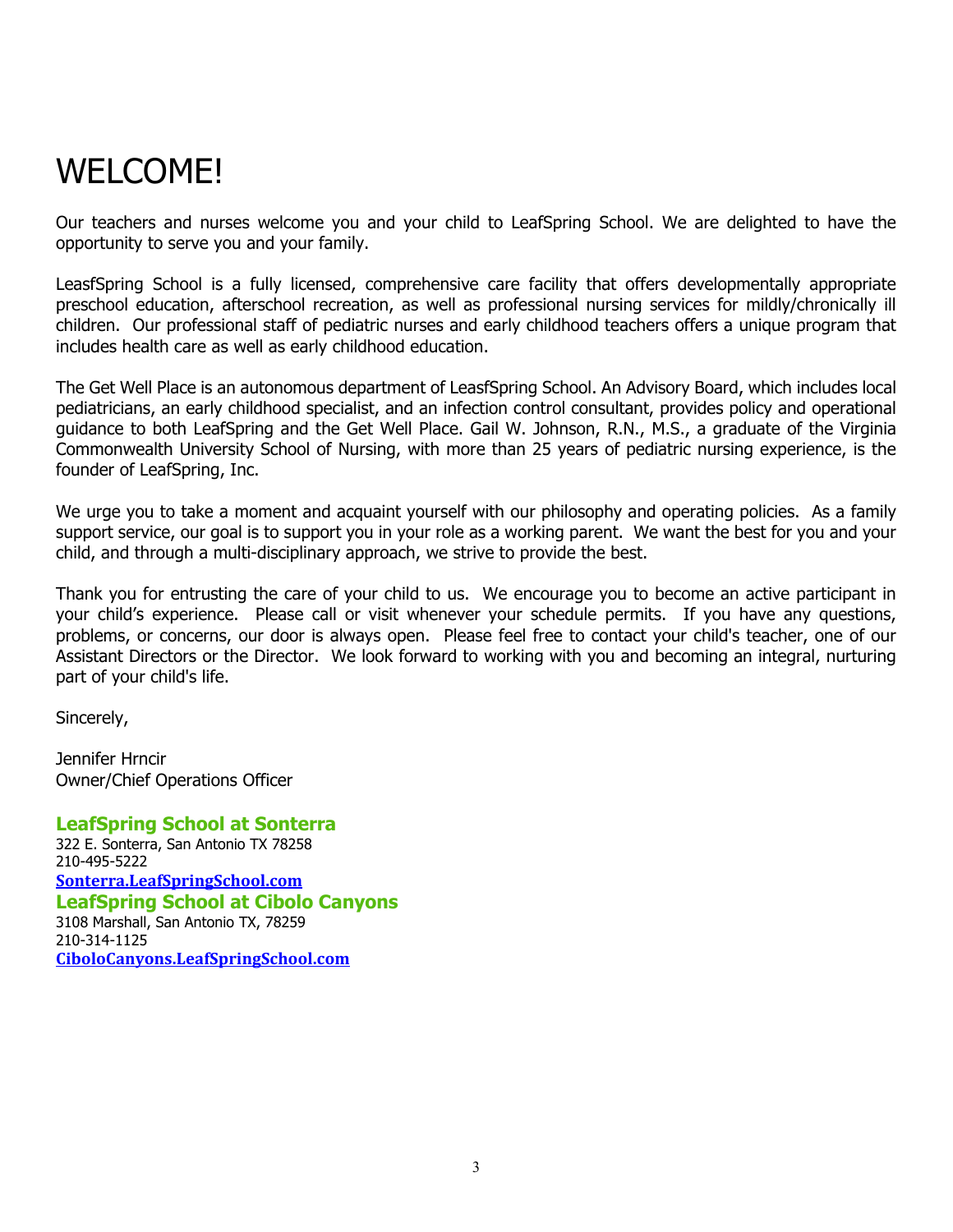# WELCOME!

Our teachers and nurses welcome you and your child to LeafSpring School. We are delighted to have the opportunity to serve you and your family.

LeasfSpring School is a fully licensed, comprehensive care facility that offers developmentally appropriate preschool education, afterschool recreation, as well as professional nursing services for mildly/chronically ill children. Our professional staff of pediatric nurses and early childhood teachers offers a unique program that includes health care as well as early childhood education.

The Get Well Place is an autonomous department of LeasfSpring School. An Advisory Board, which includes local pediatricians, an early childhood specialist, and an infection control consultant, provides policy and operational guidance to both LeafSpring and the Get Well Place. Gail W. Johnson, R.N., M.S., a graduate of the Virginia Commonwealth University School of Nursing, with more than 25 years of pediatric nursing experience, is the founder of LeafSpring, Inc.

We urge you to take a moment and acquaint yourself with our philosophy and operating policies. As a family support service, our goal is to support you in your role as a working parent. We want the best for you and your child, and through a multi-disciplinary approach, we strive to provide the best.

Thank you for entrusting the care of your child to us. We encourage you to become an active participant in your child's experience. Please call or visit whenever your schedule permits. If you have any questions, problems, or concerns, our door is always open. Please feel free to contact your child's teacher, one of our Assistant Directors or the Director. We look forward to working with you and becoming an integral, nurturing part of your child's life.

Sincerely,

Jennifer Hrncir
Owner/Chief Operations Officer

**LeafSpring School at Sonterra**
322 E. Sonterra, San Antonio TX 78258
210-495-5222
[Sonterra.LeafSpringSchool.com](http://Sonterra.LeafSpringSchool.com)

**LeafSpring School at Cibolo Canyons**
3108 Marshall, San Antonio TX, 78259
210-314-1125
[CiboloCanyons.LeafSpringSchool.com](http://CiboloCanyons.LeafSpringSchool.com)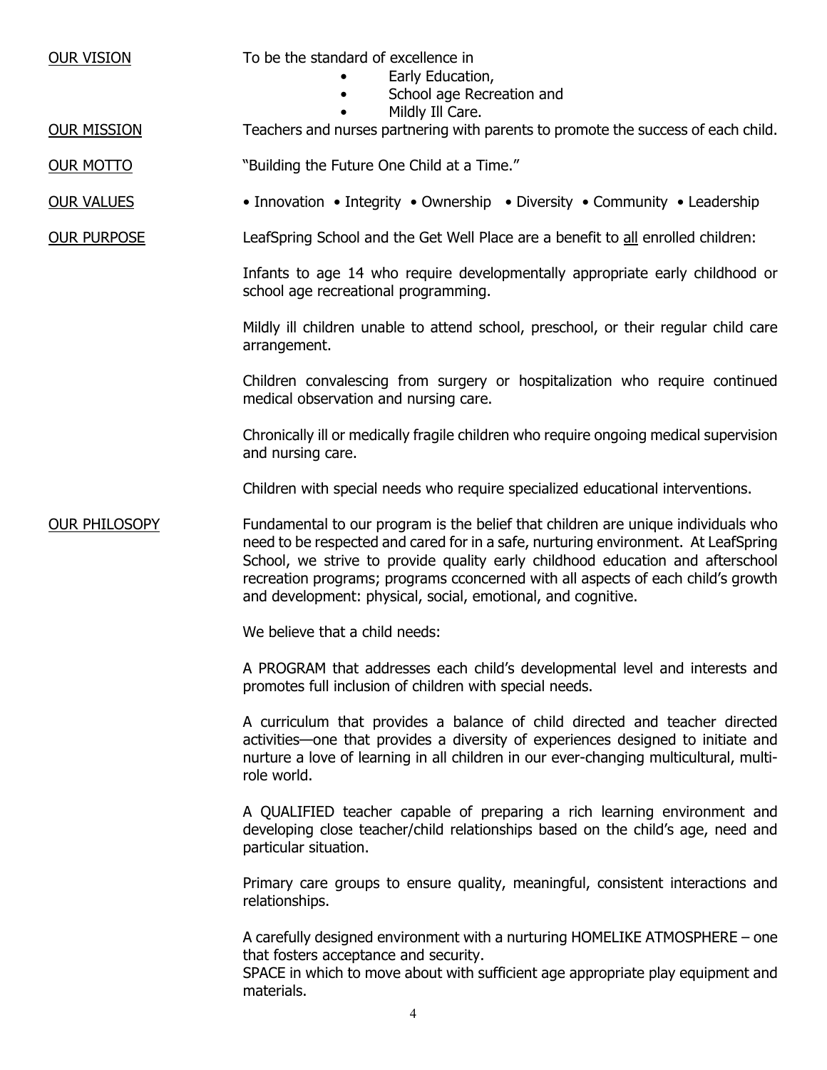**OUR VISION**

To be the standard of excellence in

- Early Education,
- School age Recreation and
- Mildly Ill Care.

**OUR MISSION**

Teachers and nurses partnering with parents to promote the success of each child.

**OUR MOTTO**

"Building the Future One Child at a Time."

**OUR VALUES**

• Innovation • Integrity • Ownership • Diversity • Community • Leadership

**OUR PURPOSE**

LeafSpring School and the Get Well Place are a benefit to all enrolled children:

Infants to age 14 who require developmentally appropriate early childhood or school age recreational programming.

Mildly ill children unable to attend school, preschool, or their regular child care arrangement.

Children convalescing from surgery or hospitalization who require continued medical observation and nursing care.

Chronically ill or medically fragile children who require ongoing medical supervision and nursing care.

Children with special needs who require specialized educational interventions.

**OUR PHILOSOPHY**

Fundamental to our program is the belief that children are unique individuals who need to be respected and cared for in a safe, nurturing environment. At LeafSpring School, we strive to provide quality early childhood education and afterschool recreation programs; programs cconcerned with all aspects of each child's growth and development: physical, social, emotional, and cognitive.

We believe that a child needs:

A PROGRAM that addresses each child's developmental level and interests and promotes full inclusion of children with special needs.

A curriculum that provides a balance of child directed and teacher directed activities—one that provides a diversity of experiences designed to initiate and nurture a love of learning in all children in our ever-changing multicultural, multi-role world.

A QUALIFIED teacher capable of preparing a rich learning environment and developing close teacher/child relationships based on the child's age, need and particular situation.

Primary care groups to ensure quality, meaningful, consistent interactions and relationships.

A carefully designed environment with a nurturing HOMELIKE ATMOSPHERE – one that fosters acceptance and security.
SPACE in which to move about with sufficient age appropriate play equipment and materials.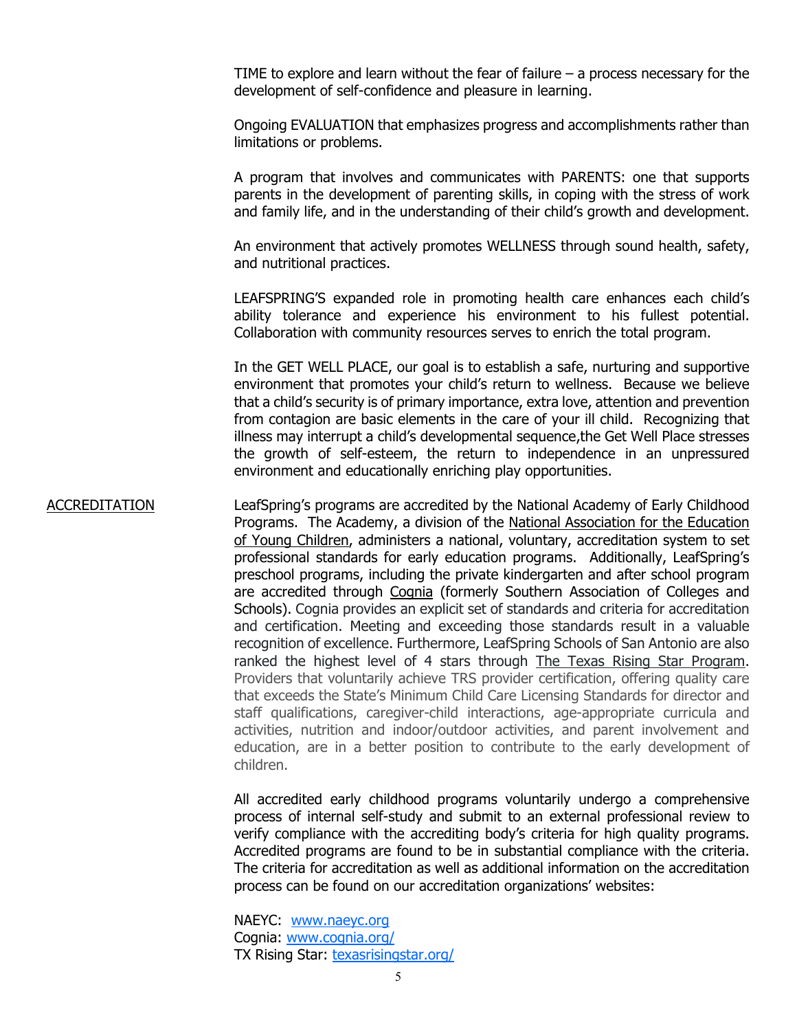TIME to explore and learn without the fear of failure – a process necessary for the development of self-confidence and pleasure in learning.

Ongoing EVALUATION that emphasizes progress and accomplishments rather than limitations or problems.

A program that involves and communicates with PARENTS: one that supports parents in the development of parenting skills, in coping with the stress of work and family life, and in the understanding of their child's growth and development.

An environment that actively promotes WELLNESS through sound health, safety, and nutritional practices.

LEAFSPRING'S expanded role in promoting health care enhances each child's ability tolerance and experience his environment to his fullest potential. Collaboration with community resources serves to enrich the total program.

In the GET WELL PLACE, our goal is to establish a safe, nurturing and supportive environment that promotes your child's return to wellness. Because we believe that a child's security is of primary importance, extra love, attention and prevention from contagion are basic elements in the care of your ill child. Recognizing that illness may interrupt a child's developmental sequence,the Get Well Place stresses the growth of self-esteem, the return to independence in an unpressured environment and educationally enriching play opportunities.

## ACCREDITATION

LeafSpring's programs are accredited by the National Academy of Early Childhood Programs. The Academy, a division of the National Association for the Education of Young Children, administers a national, voluntary, accreditation system to set professional standards for early education programs. Additionally, LeafSpring's preschool programs, including the private kindergarten and after school program are accredited through Cognia (formerly Southern Association of Colleges and Schools). Cognia provides an explicit set of standards and criteria for accreditation and certification. Meeting and exceeding those standards result in a valuable recognition of excellence. Furthermore, LeafSpring Schools of San Antonio are also ranked the highest level of 4 stars through The Texas Rising Star Program. Providers that voluntarily achieve TRS provider certification, offering quality care that exceeds the State's Minimum Child Care Licensing Standards for director and staff qualifications, caregiver-child interactions, age-appropriate curricula and activities, nutrition and indoor/outdoor activities, and parent involvement and education, are in a better position to contribute to the early development of children.

All accredited early childhood programs voluntarily undergo a comprehensive process of internal self-study and submit to an external professional review to verify compliance with the accrediting body's criteria for high quality programs. Accredited programs are found to be in substantial compliance with the criteria. The criteria for accreditation as well as additional information on the accreditation process can be found on our accreditation organizations' websites:

NAEYC: www.naeyc.org
Cognia: www.cognia.org/
TX Rising Star: texasrisingstar.org/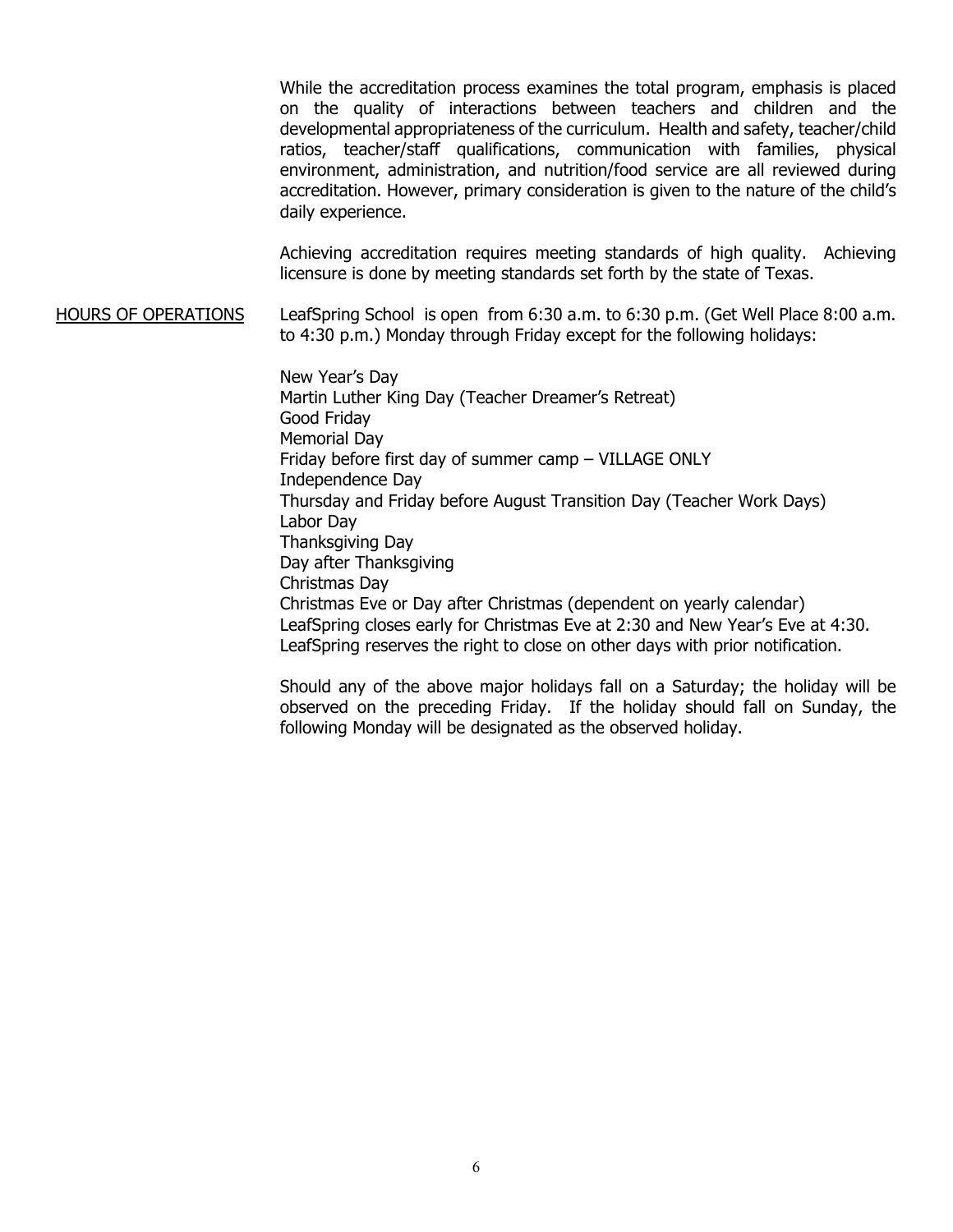While the accreditation process examines the total program, emphasis is placed on the quality of interactions between teachers and children and the developmental appropriateness of the curriculum. Health and safety, teacher/child ratios, teacher/staff qualifications, communication with families, physical environment, administration, and nutrition/food service are all reviewed during accreditation. However, primary consideration is given to the nature of the child's daily experience.

Achieving accreditation requires meeting standards of high quality. Achieving licensure is done by meeting standards set forth by the state of Texas.

<u>HOURS OF OPERATIONS</u>

LeafSpring School is open from 6:30 a.m. to 6:30 p.m. (Get Well Place 8:00 a.m. to 4:30 p.m.) Monday through Friday except for the following holidays:

New Year's Day
Martin Luther King Day (Teacher Dreamer's Retreat)
Good Friday
Memorial Day
Friday before first day of summer camp – VILLAGE ONLY
Independence Day
Thursday and Friday before August Transition Day (Teacher Work Days)
Labor Day
Thanksgiving Day
Day after Thanksgiving
Christmas Day
Christmas Eve or Day after Christmas (dependent on yearly calendar)
LeafSpring closes early for Christmas Eve at 2:30 and New Year's Eve at 4:30.
LeafSpring reserves the right to close on other days with prior notification.

Should any of the above major holidays fall on a Saturday; the holiday will be observed on the preceding Friday. If the holiday should fall on Sunday, the following Monday will be designated as the observed holiday.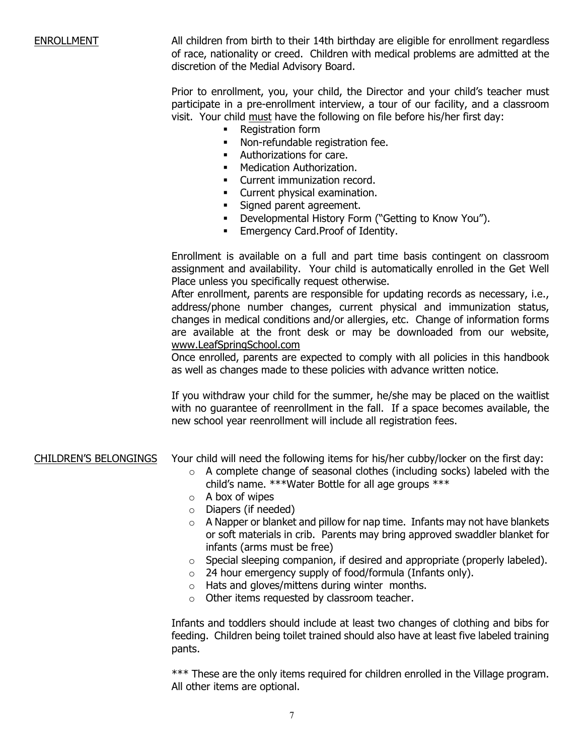## ENROLLMENT

All children from birth to their 14th birthday are eligible for enrollment regardless of race, nationality or creed. Children with medical problems are admitted at the discretion of the Medial Advisory Board.

Prior to enrollment, you, your child, the Director and your child's teacher must participate in a pre-enrollment interview, a tour of our facility, and a classroom visit. Your child <u>must</u> have the following on file before his/her first day:

- Registration form
- Non-refundable registration fee.
- Authorizations for care.
- Medication Authorization.
- Current immunization record.
- Current physical examination.
- Signed parent agreement.
- Developmental History Form ("Getting to Know You").
- Emergency Card.Proof of Identity.

Enrollment is available on a full and part time basis contingent on classroom assignment and availability. Your child is automatically enrolled in the Get Well Place unless you specifically request otherwise.
After enrollment, parents are responsible for updating records as necessary, i.e., address/phone number changes, current physical and immunization status, changes in medical conditions and/or allergies, etc. Change of information forms are available at the front desk or may be downloaded from our website, www.LeafSpringSchool.com
Once enrolled, parents are expected to comply with all policies in this handbook as well as changes made to these policies with advance written notice.

If you withdraw your child for the summer, he/she may be placed on the waitlist with no guarantee of reenrollment in the fall. If a space becomes available, the new school year reenrollment will include all registration fees.

## CHILDREN'S BELONGINGS

Your child will need the following items for his/her cubby/locker on the first day:

- A complete change of seasonal clothes (including socks) labeled with the child's name. ***Water Bottle for all age groups ***
- A box of wipes
- Diapers (if needed)
- A Napper or blanket and pillow for nap time. Infants may not have blankets or soft materials in crib. Parents may bring approved swaddler blanket for infants (arms must be free)
- Special sleeping companion, if desired and appropriate (properly labeled).
- 24 hour emergency supply of food/formula (Infants only).
- Hats and gloves/mittens during winter months.
- Other items requested by classroom teacher.

Infants and toddlers should include at least two changes of clothing and bibs for feeding. Children being toilet trained should also have at least five labeled training pants.

*** These are the only items required for children enrolled in the Village program. All other items are optional.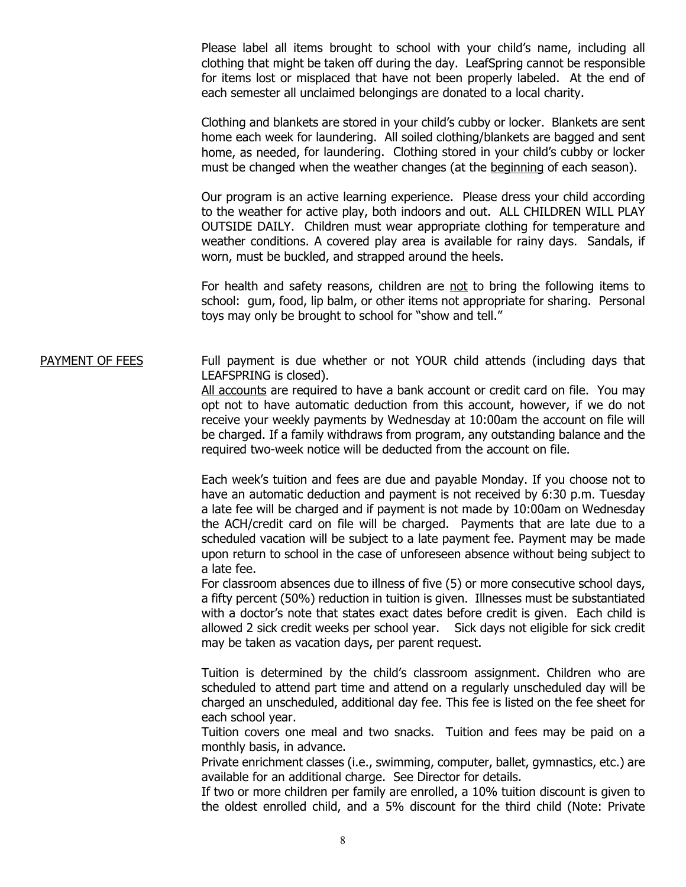Please label all items brought to school with your child's name, including all clothing that might be taken off during the day. LeafSpring cannot be responsible for items lost or misplaced that have not been properly labeled. At the end of each semester all unclaimed belongings are donated to a local charity.

Clothing and blankets are stored in your child's cubby or locker. Blankets are sent home each week for laundering. All soiled clothing/blankets are bagged and sent home, as needed, for laundering. Clothing stored in your child's cubby or locker must be changed when the weather changes (at the beginning of each season).

Our program is an active learning experience. Please dress your child according to the weather for active play, both indoors and out. ALL CHILDREN WILL PLAY OUTSIDE DAILY. Children must wear appropriate clothing for temperature and weather conditions. A covered play area is available for rainy days. Sandals, if worn, must be buckled, and strapped around the heels.

For health and safety reasons, children are not to bring the following items to school: gum, food, lip balm, or other items not appropriate for sharing. Personal toys may only be brought to school for "show and tell."

## PAYMENT OF FEES

Full payment is due whether or not YOUR child attends (including days that LEAFSPRING is closed).

All accounts are required to have a bank account or credit card on file. You may opt not to have automatic deduction from this account, however, if we do not receive your weekly payments by Wednesday at 10:00am the account on file will be charged. If a family withdraws from program, any outstanding balance and the required two-week notice will be deducted from the account on file.

Each week's tuition and fees are due and payable Monday. If you choose not to have an automatic deduction and payment is not received by 6:30 p.m. Tuesday a late fee will be charged and if payment is not made by 10:00am on Wednesday the ACH/credit card on file will be charged. Payments that are late due to a scheduled vacation will be subject to a late payment fee. Payment may be made upon return to school in the case of unforeseen absence without being subject to a late fee.

For classroom absences due to illness of five (5) or more consecutive school days, a fifty percent (50%) reduction in tuition is given. Illnesses must be substantiated with a doctor's note that states exact dates before credit is given. Each child is allowed 2 sick credit weeks per school year. Sick days not eligible for sick credit may be taken as vacation days, per parent request.

Tuition is determined by the child's classroom assignment. Children who are scheduled to attend part time and attend on a regularly unscheduled day will be charged an unscheduled, additional day fee. This fee is listed on the fee sheet for each school year.

Tuition covers one meal and two snacks. Tuition and fees may be paid on a monthly basis, in advance.

Private enrichment classes (i.e., swimming, computer, ballet, gymnastics, etc.) are available for an additional charge. See Director for details.

If two or more children per family are enrolled, a 10% tuition discount is given to the oldest enrolled child, and a 5% discount for the third child (Note: Private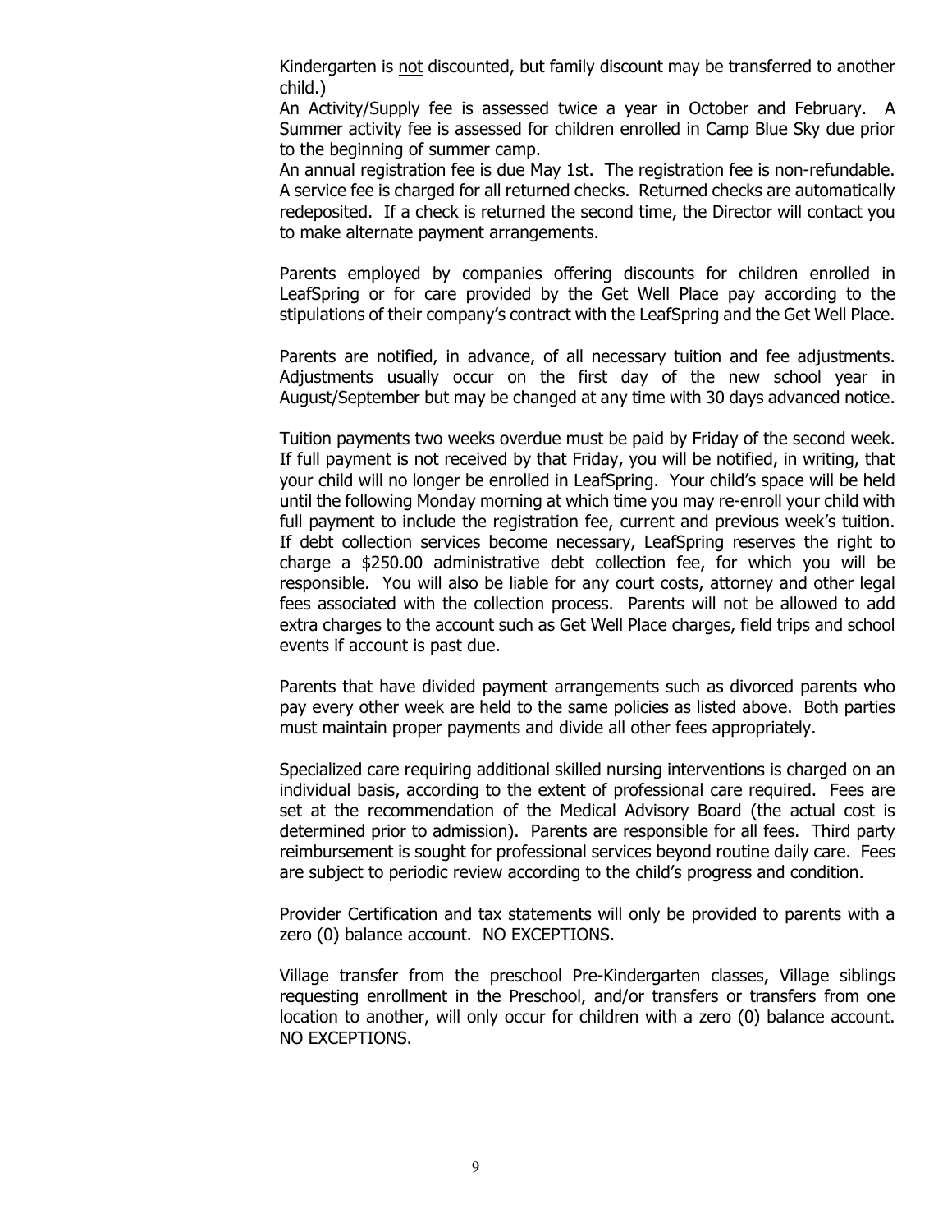Kindergarten is <u>not</u> discounted, but family discount may be transferred to another child.)

An Activity/Supply fee is assessed twice a year in October and February. A Summer activity fee is assessed for children enrolled in Camp Blue Sky due prior to the beginning of summer camp.

An annual registration fee is due May 1st. The registration fee is non-refundable. A service fee is charged for all returned checks. Returned checks are automatically redeposited. If a check is returned the second time, the Director will contact you to make alternate payment arrangements.

Parents employed by companies offering discounts for children enrolled in LeafSpring or for care provided by the Get Well Place pay according to the stipulations of their company's contract with the LeafSpring and the Get Well Place.

Parents are notified, in advance, of all necessary tuition and fee adjustments. Adjustments usually occur on the first day of the new school year in August/September but may be changed at any time with 30 days advanced notice.

Tuition payments two weeks overdue must be paid by Friday of the second week. If full payment is not received by that Friday, you will be notified, in writing, that your child will no longer be enrolled in LeafSpring. Your child's space will be held until the following Monday morning at which time you may re-enroll your child with full payment to include the registration fee, current and previous week's tuition. If debt collection services become necessary, LeafSpring reserves the right to charge a $250.00 administrative debt collection fee, for which you will be responsible. You will also be liable for any court costs, attorney and other legal fees associated with the collection process. Parents will not be allowed to add extra charges to the account such as Get Well Place charges, field trips and school events if account is past due.

Parents that have divided payment arrangements such as divorced parents who pay every other week are held to the same policies as listed above. Both parties must maintain proper payments and divide all other fees appropriately.

Specialized care requiring additional skilled nursing interventions is charged on an individual basis, according to the extent of professional care required. Fees are set at the recommendation of the Medical Advisory Board (the actual cost is determined prior to admission). Parents are responsible for all fees. Third party reimbursement is sought for professional services beyond routine daily care. Fees are subject to periodic review according to the child's progress and condition.

Provider Certification and tax statements will only be provided to parents with a zero (0) balance account. NO EXCEPTIONS.

Village transfer from the preschool Pre-Kindergarten classes, Village siblings requesting enrollment in the Preschool, and/or transfers or transfers from one location to another, will only occur for children with a zero (0) balance account. NO EXCEPTIONS.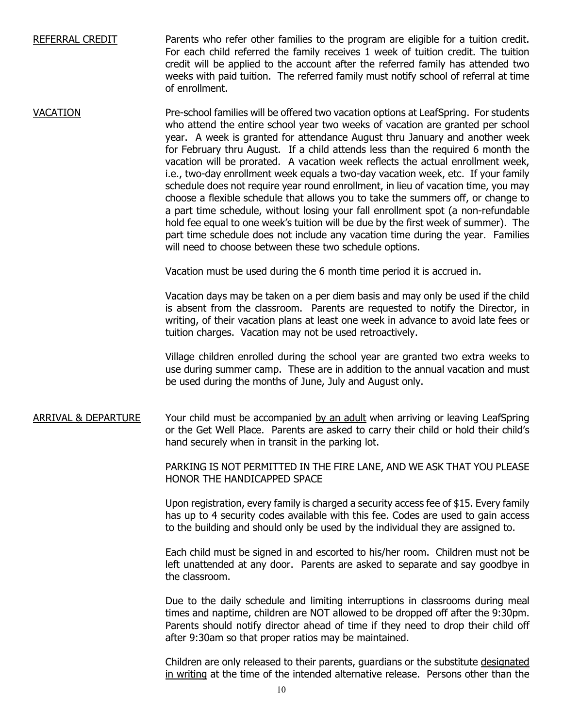## REFERRAL CREDIT

Parents who refer other families to the program are eligible for a tuition credit. For each child referred the family receives 1 week of tuition credit. The tuition credit will be applied to the account after the referred family has attended two weeks with paid tuition. The referred family must notify school of referral at time of enrollment.

## VACATION

Pre-school families will be offered two vacation options at LeafSpring. For students who attend the entire school year two weeks of vacation are granted per school year. A week is granted for attendance August thru January and another week for February thru August. If a child attends less than the required 6 month the vacation will be prorated. A vacation week reflects the actual enrollment week, i.e., two-day enrollment week equals a two-day vacation week, etc. If your family schedule does not require year round enrollment, in lieu of vacation time, you may choose a flexible schedule that allows you to take the summers off, or change to a part time schedule, without losing your fall enrollment spot (a non-refundable hold fee equal to one week's tuition will be due by the first week of summer). The part time schedule does not include any vacation time during the year. Families will need to choose between these two schedule options.

Vacation must be used during the 6 month time period it is accrued in.

Vacation days may be taken on a per diem basis and may only be used if the child is absent from the classroom. Parents are requested to notify the Director, in writing, of their vacation plans at least one week in advance to avoid late fees or tuition charges. Vacation may not be used retroactively.

Village children enrolled during the school year are granted two extra weeks to use during summer camp. These are in addition to the annual vacation and must be used during the months of June, July and August only.

## ARRIVAL & DEPARTURE

Your child must be accompanied by an adult when arriving or leaving LeafSpring or the Get Well Place. Parents are asked to carry their child or hold their child's hand securely when in transit in the parking lot.

PARKING IS NOT PERMITTED IN THE FIRE LANE, AND WE ASK THAT YOU PLEASE HONOR THE HANDICAPPED SPACE

Upon registration, every family is charged a security access fee of $15. Every family has up to 4 security codes available with this fee. Codes are used to gain access to the building and should only be used by the individual they are assigned to.

Each child must be signed in and escorted to his/her room. Children must not be left unattended at any door. Parents are asked to separate and say goodbye in the classroom.

Due to the daily schedule and limiting interruptions in classrooms during meal times and naptime, children are NOT allowed to be dropped off after the 9:30pm. Parents should notify director ahead of time if they need to drop their child off after 9:30am so that proper ratios may be maintained.

Children are only released to their parents, guardians or the substitute designated in writing at the time of the intended alternative release. Persons other than the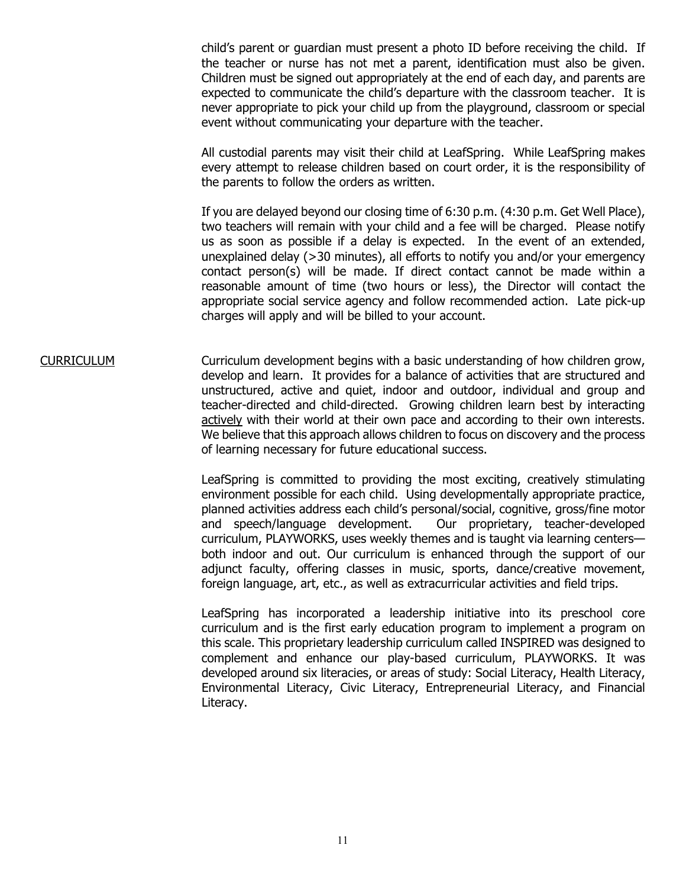child's parent or guardian must present a photo ID before receiving the child. If the teacher or nurse has not met a parent, identification must also be given. Children must be signed out appropriately at the end of each day, and parents are expected to communicate the child's departure with the classroom teacher. It is never appropriate to pick your child up from the playground, classroom or special event without communicating your departure with the teacher.

All custodial parents may visit their child at LeafSpring. While LeafSpring makes every attempt to release children based on court order, it is the responsibility of the parents to follow the orders as written.

If you are delayed beyond our closing time of 6:30 p.m. (4:30 p.m. Get Well Place), two teachers will remain with your child and a fee will be charged. Please notify us as soon as possible if a delay is expected. In the event of an extended, unexplained delay (>30 minutes), all efforts to notify you and/or your emergency contact person(s) will be made. If direct contact cannot be made within a reasonable amount of time (two hours or less), the Director will contact the appropriate social service agency and follow recommended action. Late pick-up charges will apply and will be billed to your account.

## CURRICULUM

Curriculum development begins with a basic understanding of how children grow, develop and learn. It provides for a balance of activities that are structured and unstructured, active and quiet, indoor and outdoor, individual and group and teacher-directed and child-directed. Growing children learn best by interacting actively with their world at their own pace and according to their own interests. We believe that this approach allows children to focus on discovery and the process of learning necessary for future educational success.

LeafSpring is committed to providing the most exciting, creatively stimulating environment possible for each child. Using developmentally appropriate practice, planned activities address each child's personal/social, cognitive, gross/fine motor and speech/language development. Our proprietary, teacher-developed curriculum, PLAYWORKS, uses weekly themes and is taught via learning centers—both indoor and out. Our curriculum is enhanced through the support of our adjunct faculty, offering classes in music, sports, dance/creative movement, foreign language, art, etc., as well as extracurricular activities and field trips.

LeafSpring has incorporated a leadership initiative into its preschool core curriculum and is the first early education program to implement a program on this scale. This proprietary leadership curriculum called INSPIRED was designed to complement and enhance our play-based curriculum, PLAYWORKS. It was developed around six literacies, or areas of study: Social Literacy, Health Literacy, Environmental Literacy, Civic Literacy, Entrepreneurial Literacy, and Financial Literacy.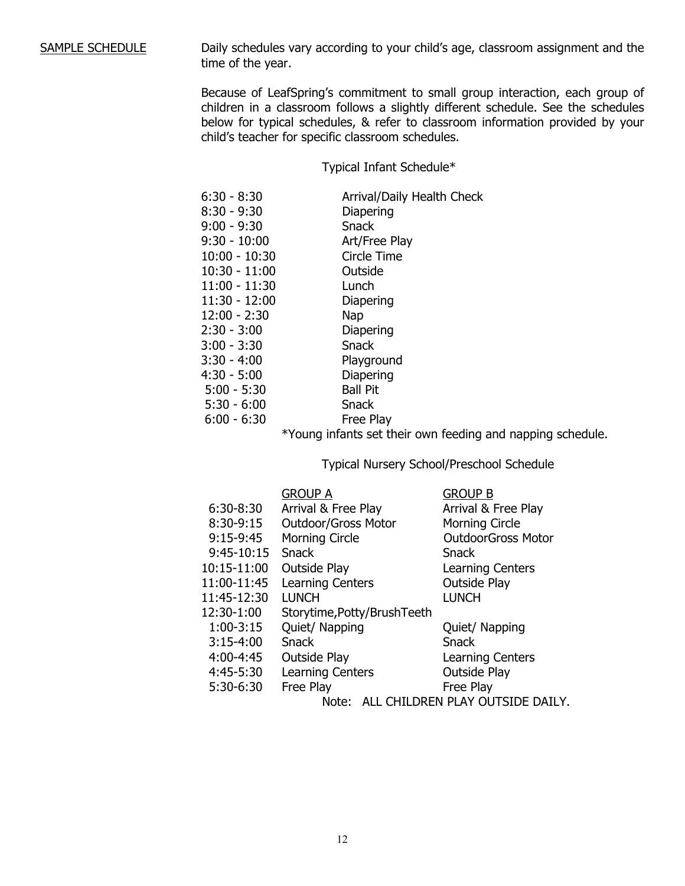## SAMPLE SCHEDULE

Daily schedules vary according to your child's age, classroom assignment and the time of the year.

Because of LeafSpring's commitment to small group interaction, each group of children in a classroom follows a slightly different schedule. See the schedules below for typical schedules, & refer to classroom information provided by your child's teacher for specific classroom schedules.

### Typical Infant Schedule*

| Time | Activity |
|---|---|
| 6:30 - 8:30 | Arrival/Daily Health Check |
| 8:30 - 9:30 | Diapering |
| 9:00 - 9:30 | Snack |
| 9:30 - 10:00 | Art/Free Play |
| 10:00 - 10:30 | Circle Time |
| 10:30 - 11:00 | Outside |
| 11:00 - 11:30 | Lunch |
| 11:30 - 12:00 | Diapering |
| 12:00 - 2:30 | Nap |
| 2:30 - 3:00 | Diapering |
| 3:00 - 3:30 | Snack |
| 3:30 - 4:00 | Playground |
| 4:30 - 5:00 | Diapering |
| 5:00 - 5:30 | Ball Pit |
| 5:30 - 6:00 | Snack |
| 6:00 - 6:30 | Free Play |

*Young infants set their own feeding and napping schedule.

### Typical Nursery School/Preschool Schedule

| Time | GROUP A | GROUP B |
|---|---|---|
| 6:30-8:30 | Arrival & Free Play | Arrival & Free Play |
| 8:30-9:15 | Outdoor/Gross Motor | Morning Circle |
| 9:15-9:45 | Morning Circle | OutdoorGross Motor |
| 9:45-10:15 | Snack | Snack |
| 10:15-11:00 | Outside Play | Learning Centers |
| 11:00-11:45 | Learning Centers | Outside Play |
| 11:45-12:30 | LUNCH | LUNCH |
| 12:30-1:00 | Storytime,Potty/BrushTeeth | |
| 1:00-3:15 | Quiet/ Napping | Quiet/ Napping |
| 3:15-4:00 | Snack | Snack |
| 4:00-4:45 | Outside Play | Learning Centers |
| 4:45-5:30 | Learning Centers | Outside Play |
| 5:30-6:30 | Free Play | Free Play |

Note: ALL CHILDREN PLAY OUTSIDE DAILY.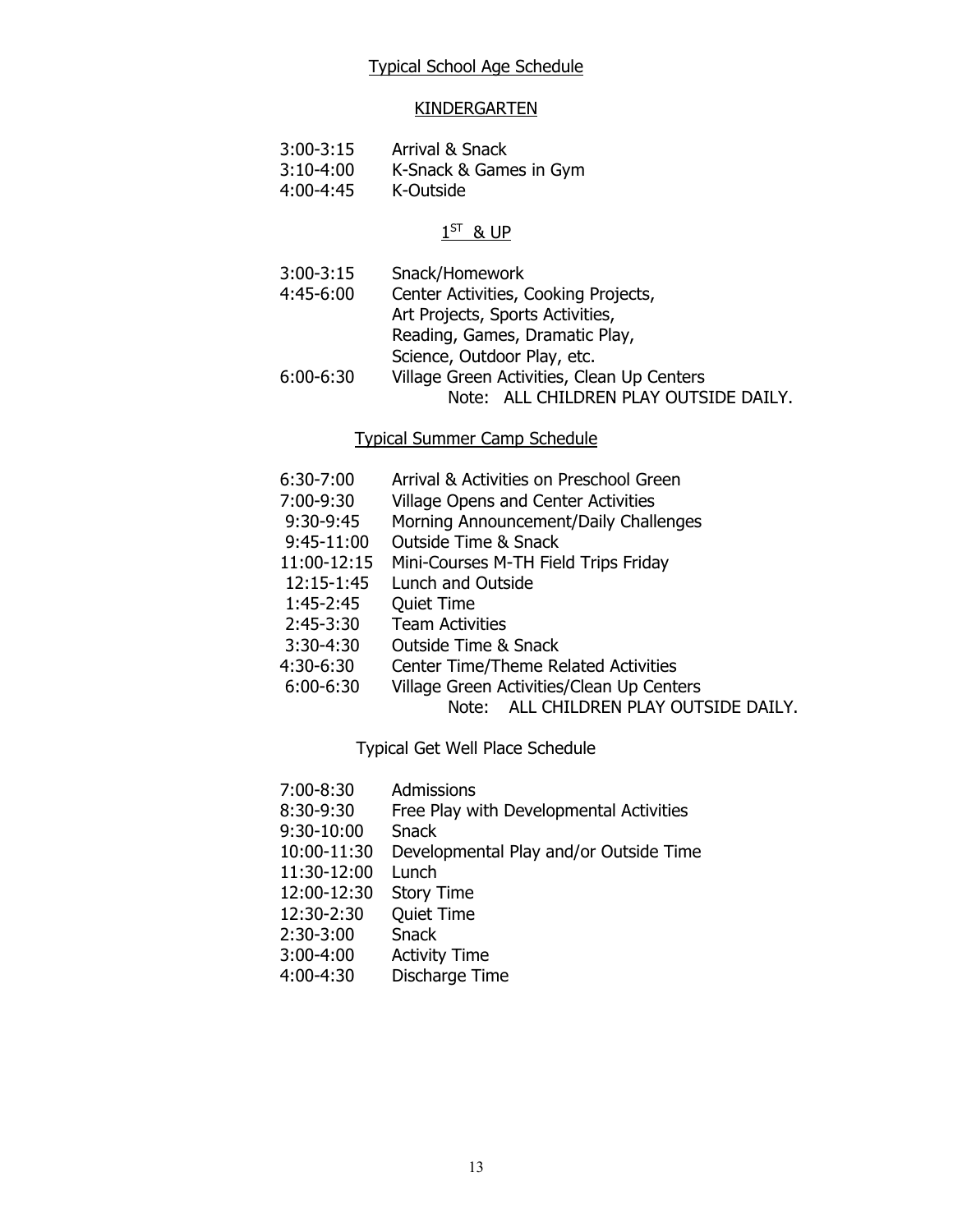## Typical School Age Schedule

### KINDERGARTEN

| | |
|---|---|
| 3:00-3:15 | Arrival & Snack |
| 3:10-4:00 | K-Snack & Games in Gym |
| 4:00-4:45 | K-Outside |

### 1ST & UP

| | |
|---|---|
| 3:00-3:15 | Snack/Homework |
| 4:45-6:00 | Center Activities, Cooking Projects, Art Projects, Sports Activities, Reading, Games, Dramatic Play, Science, Outdoor Play, etc. |
| 6:00-6:30 | Village Green Activities, Clean Up Centers |

Note: ALL CHILDREN PLAY OUTSIDE DAILY.

## Typical Summer Camp Schedule

| | |
|---|---|
| 6:30-7:00 | Arrival & Activities on Preschool Green |
| 7:00-9:30 | Village Opens and Center Activities |
| 9:30-9:45 | Morning Announcement/Daily Challenges |
| 9:45-11:00 | Outside Time & Snack |
| 11:00-12:15 | Mini-Courses M-TH Field Trips Friday |
| 12:15-1:45 | Lunch and Outside |
| 1:45-2:45 | Quiet Time |
| 2:45-3:30 | Team Activities |
| 3:30-4:30 | Outside Time & Snack |
| 4:30-6:30 | Center Time/Theme Related Activities |
| 6:00-6:30 | Village Green Activities/Clean Up Centers |

Note: ALL CHILDREN PLAY OUTSIDE DAILY.

## Typical Get Well Place Schedule

| | |
|---|---|
| 7:00-8:30 | Admissions |
| 8:30-9:30 | Free Play with Developmental Activities |
| 9:30-10:00 | Snack |
| 10:00-11:30 | Developmental Play and/or Outside Time |
| 11:30-12:00 | Lunch |
| 12:00-12:30 | Story Time |
| 12:30-2:30 | Quiet Time |
| 2:30-3:00 | Snack |
| 3:00-4:00 | Activity Time |
| 4:00-4:30 | Discharge Time |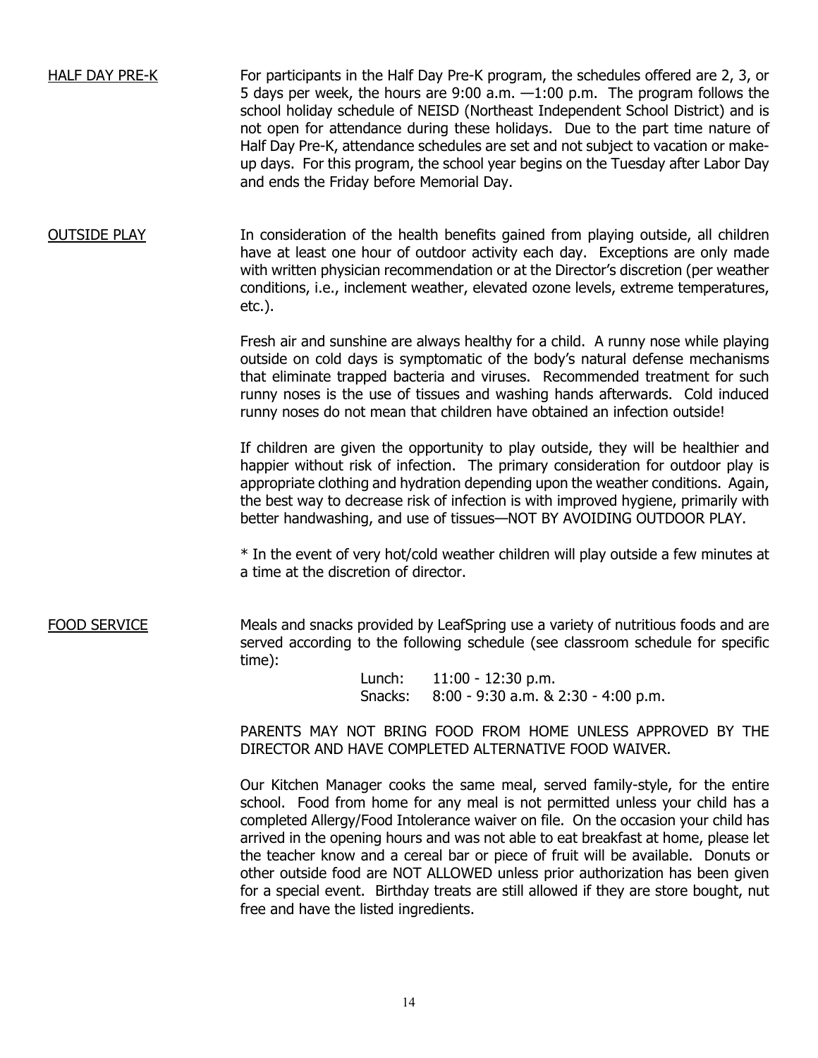<u>HALF DAY PRE-K</u>

For participants in the Half Day Pre-K program, the schedules offered are 2, 3, or 5 days per week, the hours are 9:00 a.m. —1:00 p.m. The program follows the school holiday schedule of NEISD (Northeast Independent School District) and is not open for attendance during these holidays. Due to the part time nature of Half Day Pre-K, attendance schedules are set and not subject to vacation or make-up days. For this program, the school year begins on the Tuesday after Labor Day and ends the Friday before Memorial Day.

<u>OUTSIDE PLAY</u>

In consideration of the health benefits gained from playing outside, all children have at least one hour of outdoor activity each day. Exceptions are only made with written physician recommendation or at the Director's discretion (per weather conditions, i.e., inclement weather, elevated ozone levels, extreme temperatures, etc.).

Fresh air and sunshine are always healthy for a child. A runny nose while playing outside on cold days is symptomatic of the body's natural defense mechanisms that eliminate trapped bacteria and viruses. Recommended treatment for such runny noses is the use of tissues and washing hands afterwards. Cold induced runny noses do not mean that children have obtained an infection outside!

If children are given the opportunity to play outside, they will be healthier and happier without risk of infection. The primary consideration for outdoor play is appropriate clothing and hydration depending upon the weather conditions. Again, the best way to decrease risk of infection is with improved hygiene, primarily with better handwashing, and use of tissues—NOT BY AVOIDING OUTDOOR PLAY.

* In the event of very hot/cold weather children will play outside a few minutes at a time at the discretion of director.

<u>FOOD SERVICE</u>

Meals and snacks provided by LeafSpring use a variety of nutritious foods and are served according to the following schedule (see classroom schedule for specific time):

Lunch: 11:00 - 12:30 p.m.
Snacks: 8:00 - 9:30 a.m. & 2:30 - 4:00 p.m.

PARENTS MAY NOT BRING FOOD FROM HOME UNLESS APPROVED BY THE DIRECTOR AND HAVE COMPLETED ALTERNATIVE FOOD WAIVER.

Our Kitchen Manager cooks the same meal, served family-style, for the entire school. Food from home for any meal is not permitted unless your child has a completed Allergy/Food Intolerance waiver on file. On the occasion your child has arrived in the opening hours and was not able to eat breakfast at home, please let the teacher know and a cereal bar or piece of fruit will be available. Donuts or other outside food are NOT ALLOWED unless prior authorization has been given for a special event. Birthday treats are still allowed if they are store bought, nut free and have the listed ingredients.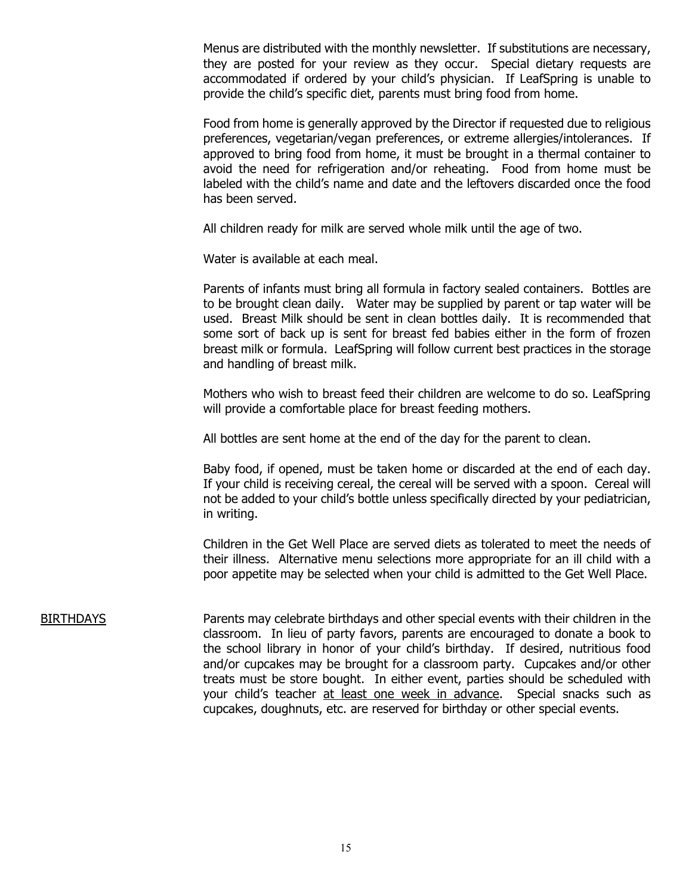Menus are distributed with the monthly newsletter. If substitutions are necessary, they are posted for your review as they occur. Special dietary requests are accommodated if ordered by your child's physician. If LeafSpring is unable to provide the child's specific diet, parents must bring food from home.

Food from home is generally approved by the Director if requested due to religious preferences, vegetarian/vegan preferences, or extreme allergies/intolerances. If approved to bring food from home, it must be brought in a thermal container to avoid the need for refrigeration and/or reheating. Food from home must be labeled with the child's name and date and the leftovers discarded once the food has been served.

All children ready for milk are served whole milk until the age of two.

Water is available at each meal.

Parents of infants must bring all formula in factory sealed containers. Bottles are to be brought clean daily. Water may be supplied by parent or tap water will be used. Breast Milk should be sent in clean bottles daily. It is recommended that some sort of back up is sent for breast fed babies either in the form of frozen breast milk or formula. LeafSpring will follow current best practices in the storage and handling of breast milk.

Mothers who wish to breast feed their children are welcome to do so. LeafSpring will provide a comfortable place for breast feeding mothers.

All bottles are sent home at the end of the day for the parent to clean.

Baby food, if opened, must be taken home or discarded at the end of each day. If your child is receiving cereal, the cereal will be served with a spoon. Cereal will not be added to your child's bottle unless specifically directed by your pediatrician, in writing.

Children in the Get Well Place are served diets as tolerated to meet the needs of their illness. Alternative menu selections more appropriate for an ill child with a poor appetite may be selected when your child is admitted to the Get Well Place.

## BIRTHDAYS

Parents may celebrate birthdays and other special events with their children in the classroom. In lieu of party favors, parents are encouraged to donate a book to the school library in honor of your child's birthday. If desired, nutritious food and/or cupcakes may be brought for a classroom party. Cupcakes and/or other treats must be store bought. In either event, parties should be scheduled with your child's teacher at least one week in advance. Special snacks such as cupcakes, doughnuts, etc. are reserved for birthday or other special events.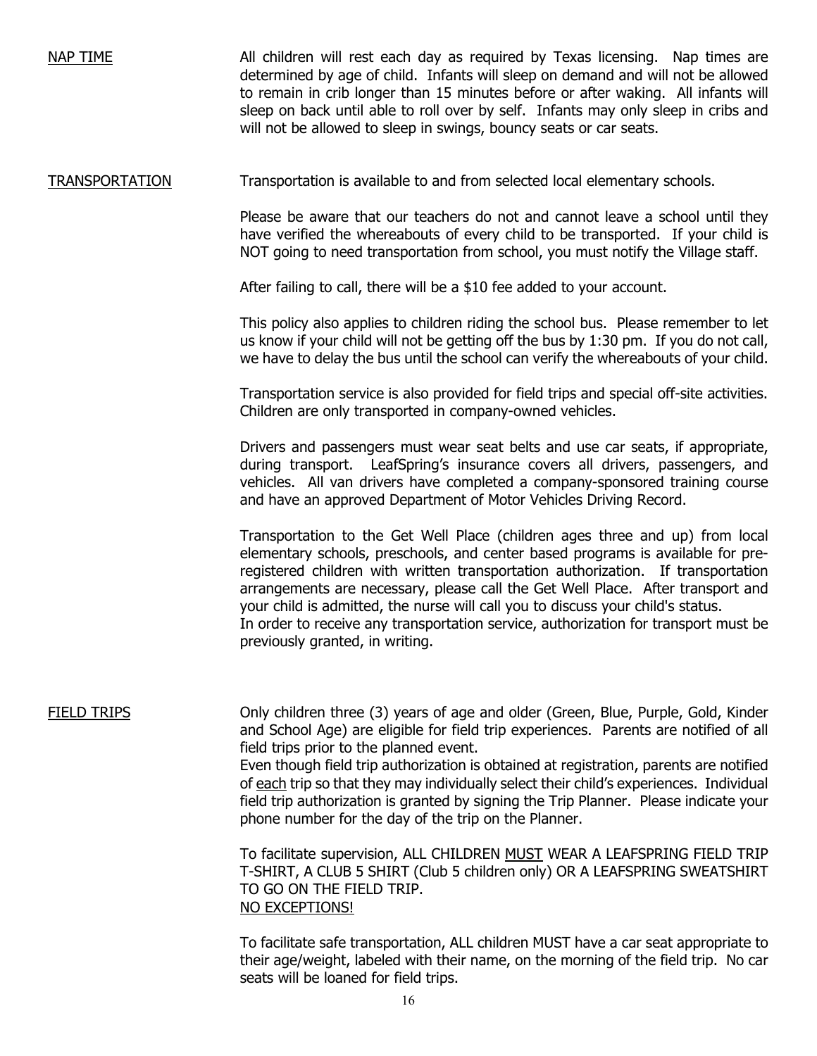## NAP TIME

All children will rest each day as required by Texas licensing. Nap times are determined by age of child. Infants will sleep on demand and will not be allowed to remain in crib longer than 15 minutes before or after waking. All infants will sleep on back until able to roll over by self. Infants may only sleep in cribs and will not be allowed to sleep in swings, bouncy seats or car seats.

## TRANSPORTATION

Transportation is available to and from selected local elementary schools.

Please be aware that our teachers do not and cannot leave a school until they have verified the whereabouts of every child to be transported. If your child is NOT going to need transportation from school, you must notify the Village staff.

After failing to call, there will be a $10 fee added to your account.

This policy also applies to children riding the school bus. Please remember to let us know if your child will not be getting off the bus by 1:30 pm. If you do not call, we have to delay the bus until the school can verify the whereabouts of your child.

Transportation service is also provided for field trips and special off-site activities. Children are only transported in company-owned vehicles.

Drivers and passengers must wear seat belts and use car seats, if appropriate, during transport. LeafSpring's insurance covers all drivers, passengers, and vehicles. All van drivers have completed a company-sponsored training course and have an approved Department of Motor Vehicles Driving Record.

Transportation to the Get Well Place (children ages three and up) from local elementary schools, preschools, and center based programs is available for pre-registered children with written transportation authorization. If transportation arrangements are necessary, please call the Get Well Place. After transport and your child is admitted, the nurse will call you to discuss your child's status.
In order to receive any transportation service, authorization for transport must be previously granted, in writing.

## FIELD TRIPS

Only children three (3) years of age and older (Green, Blue, Purple, Gold, Kinder and School Age) are eligible for field trip experiences. Parents are notified of all field trips prior to the planned event.
Even though field trip authorization is obtained at registration, parents are notified of each trip so that they may individually select their child's experiences. Individual field trip authorization is granted by signing the Trip Planner. Please indicate your phone number for the day of the trip on the Planner.

To facilitate supervision, ALL CHILDREN MUST WEAR A LEAFSPRING FIELD TRIP T-SHIRT, A CLUB 5 SHIRT (Club 5 children only) OR A LEAFSPRING SWEATSHIRT TO GO ON THE FIELD TRIP.
NO EXCEPTIONS!

To facilitate safe transportation, ALL children MUST have a car seat appropriate to their age/weight, labeled with their name, on the morning of the field trip. No car seats will be loaned for field trips.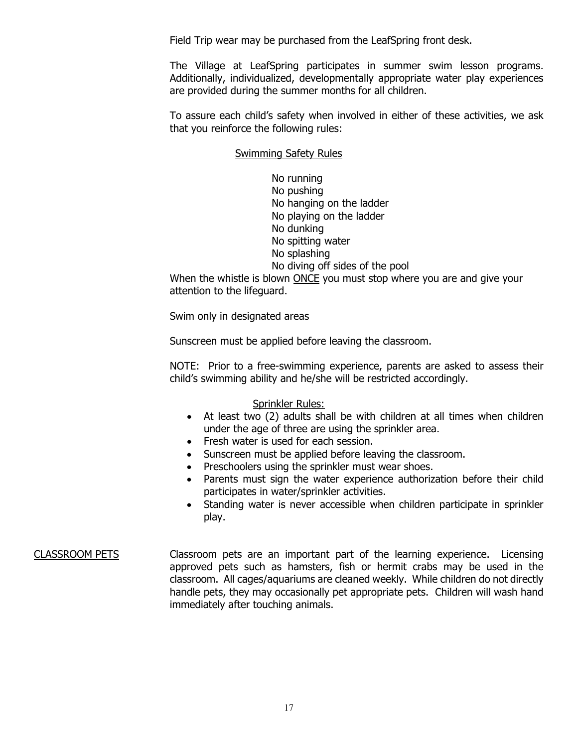Field Trip wear may be purchased from the LeafSpring front desk.

The Village at LeafSpring participates in summer swim lesson programs. Additionally, individualized, developmentally appropriate water play experiences are provided during the summer months for all children.

To assure each child's safety when involved in either of these activities, we ask that you reinforce the following rules:

<u>Swimming Safety Rules</u>

No running
No pushing
No hanging on the ladder
No playing on the ladder
No dunking
No spitting water
No splashing
No diving off sides of the pool

When the whistle is blown <u>ONCE</u> you must stop where you are and give your attention to the lifeguard.

Swim only in designated areas

Sunscreen must be applied before leaving the classroom.

NOTE: Prior to a free-swimming experience, parents are asked to assess their child's swimming ability and he/she will be restricted accordingly.

<u>Sprinkler Rules:</u>

- At least two (2) adults shall be with children at all times when children under the age of three are using the sprinkler area.
- Fresh water is used for each session.
- Sunscreen must be applied before leaving the classroom.
- Preschoolers using the sprinkler must wear shoes.
- Parents must sign the water experience authorization before their child participates in water/sprinkler activities.
- Standing water is never accessible when children participate in sprinkler play.

<u>CLASSROOM PETS</u>

Classroom pets are an important part of the learning experience. Licensing approved pets such as hamsters, fish or hermit crabs may be used in the classroom. All cages/aquariums are cleaned weekly. While children do not directly handle pets, they may occasionally pet appropriate pets. Children will wash hand immediately after touching animals.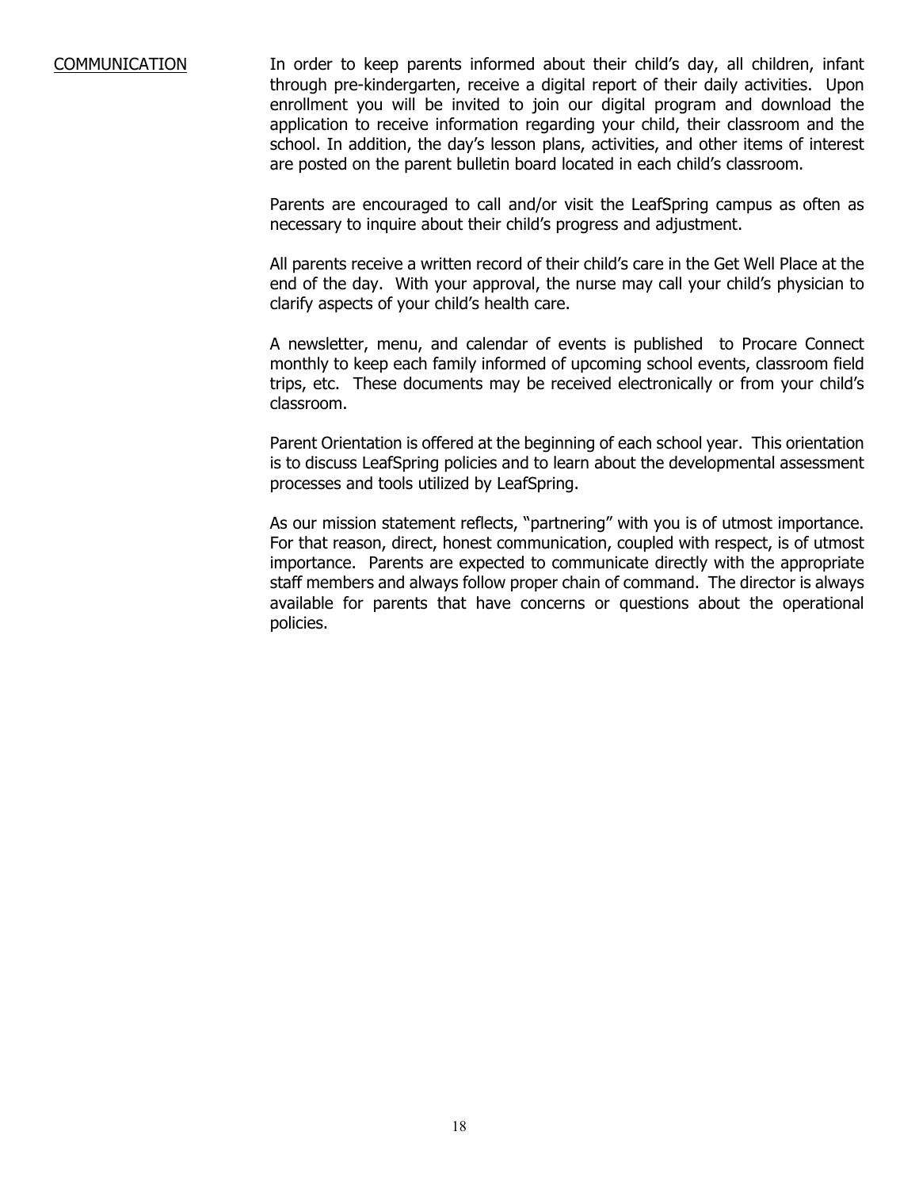## COMMUNICATION

In order to keep parents informed about their child's day, all children, infant through pre-kindergarten, receive a digital report of their daily activities. Upon enrollment you will be invited to join our digital program and download the application to receive information regarding your child, their classroom and the school. In addition, the day's lesson plans, activities, and other items of interest are posted on the parent bulletin board located in each child's classroom.

Parents are encouraged to call and/or visit the LeafSpring campus as often as necessary to inquire about their child's progress and adjustment.

All parents receive a written record of their child's care in the Get Well Place at the end of the day. With your approval, the nurse may call your child's physician to clarify aspects of your child's health care.

A newsletter, menu, and calendar of events is published to Procare Connect monthly to keep each family informed of upcoming school events, classroom field trips, etc. These documents may be received electronically or from your child's classroom.

Parent Orientation is offered at the beginning of each school year. This orientation is to discuss LeafSpring policies and to learn about the developmental assessment processes and tools utilized by LeafSpring.

As our mission statement reflects, "partnering" with you is of utmost importance. For that reason, direct, honest communication, coupled with respect, is of utmost importance. Parents are expected to communicate directly with the appropriate staff members and always follow proper chain of command. The director is always available for parents that have concerns or questions about the operational policies.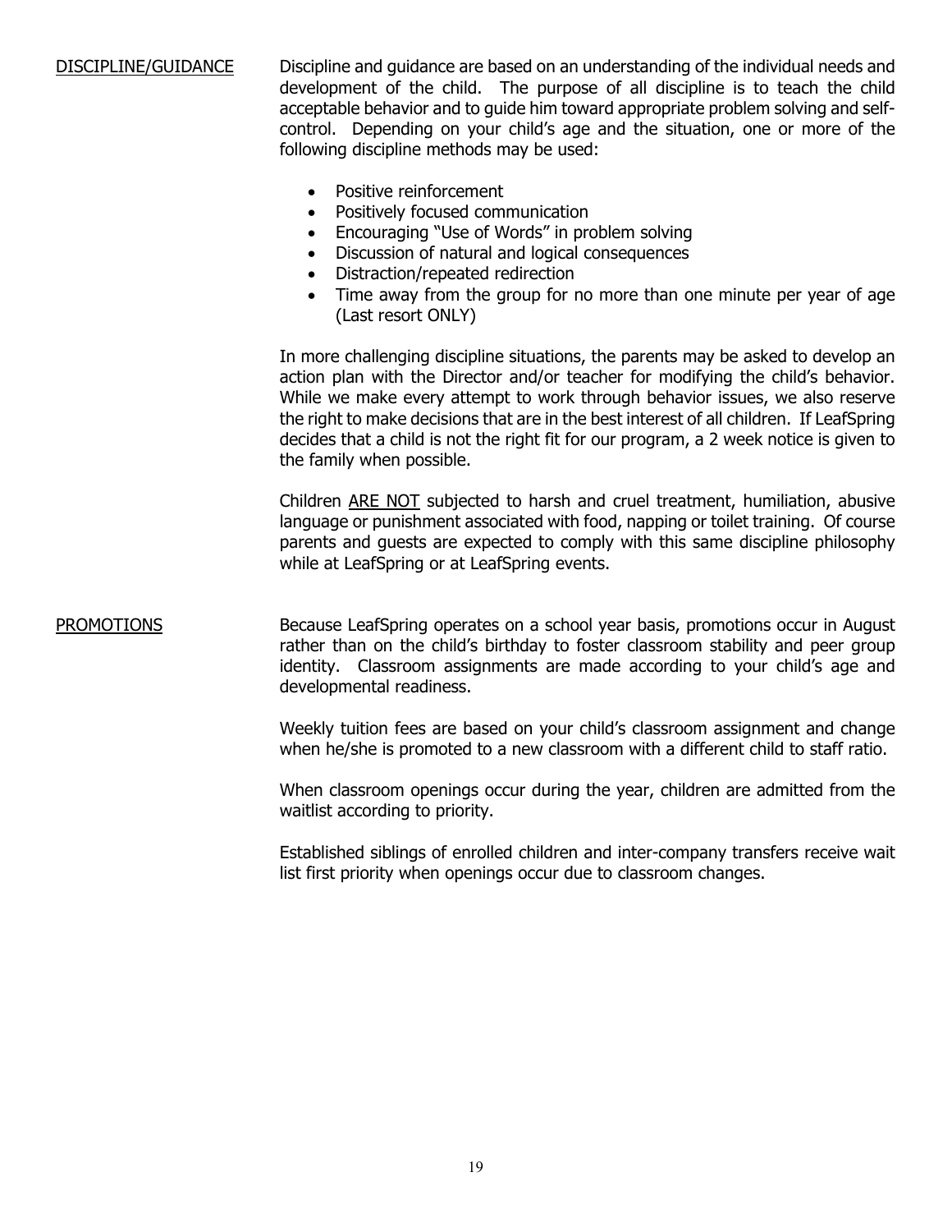## DISCIPLINE/GUIDANCE

Discipline and guidance are based on an understanding of the individual needs and development of the child. The purpose of all discipline is to teach the child acceptable behavior and to guide him toward appropriate problem solving and self-control. Depending on your child's age and the situation, one or more of the following discipline methods may be used:

- Positive reinforcement
- Positively focused communication
- Encouraging "Use of Words" in problem solving
- Discussion of natural and logical consequences
- Distraction/repeated redirection
- Time away from the group for no more than one minute per year of age (Last resort ONLY)

In more challenging discipline situations, the parents may be asked to develop an action plan with the Director and/or teacher for modifying the child's behavior. While we make every attempt to work through behavior issues, we also reserve the right to make decisions that are in the best interest of all children. If LeafSpring decides that a child is not the right fit for our program, a 2 week notice is given to the family when possible.

Children ARE NOT subjected to harsh and cruel treatment, humiliation, abusive language or punishment associated with food, napping or toilet training. Of course parents and guests are expected to comply with this same discipline philosophy while at LeafSpring or at LeafSpring events.

## PROMOTIONS

Because LeafSpring operates on a school year basis, promotions occur in August rather than on the child's birthday to foster classroom stability and peer group identity. Classroom assignments are made according to your child's age and developmental readiness.

Weekly tuition fees are based on your child's classroom assignment and change when he/she is promoted to a new classroom with a different child to staff ratio.

When classroom openings occur during the year, children are admitted from the waitlist according to priority.

Established siblings of enrolled children and inter-company transfers receive wait list first priority when openings occur due to classroom changes.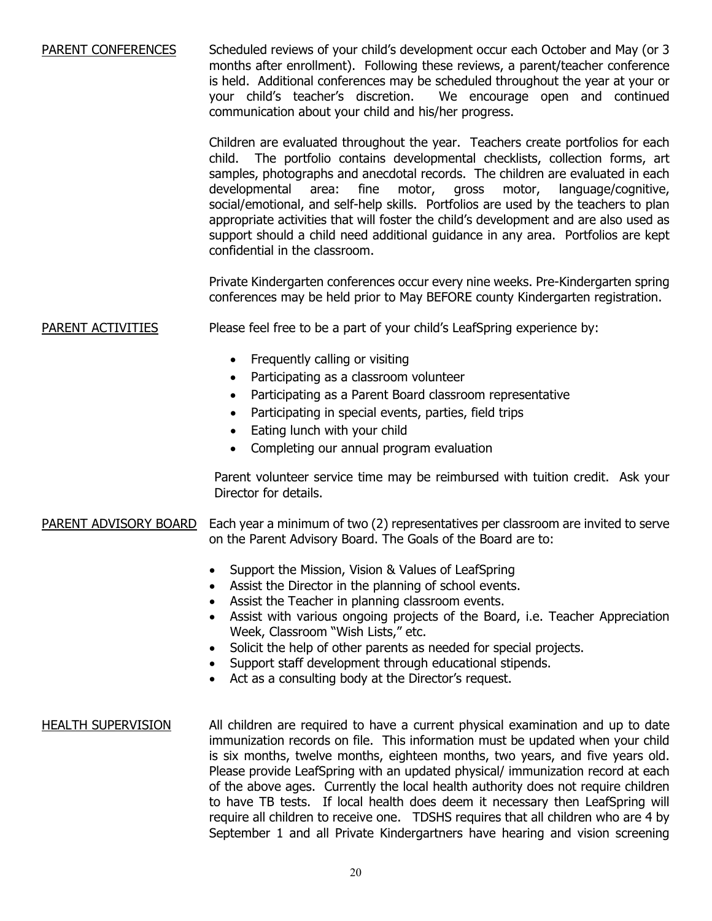## PARENT CONFERENCES

Scheduled reviews of your child's development occur each October and May (or 3 months after enrollment). Following these reviews, a parent/teacher conference is held. Additional conferences may be scheduled throughout the year at your or your child's teacher's discretion. We encourage open and continued communication about your child and his/her progress.

Children are evaluated throughout the year. Teachers create portfolios for each child. The portfolio contains developmental checklists, collection forms, art samples, photographs and anecdotal records. The children are evaluated in each developmental area: fine motor, gross motor, language/cognitive, social/emotional, and self-help skills. Portfolios are used by the teachers to plan appropriate activities that will foster the child's development and are also used as support should a child need additional guidance in any area. Portfolios are kept confidential in the classroom.

Private Kindergarten conferences occur every nine weeks. Pre-Kindergarten spring conferences may be held prior to May BEFORE county Kindergarten registration.

## PARENT ACTIVITIES

Please feel free to be a part of your child's LeafSpring experience by:

- Frequently calling or visiting
- Participating as a classroom volunteer
- Participating as a Parent Board classroom representative
- Participating in special events, parties, field trips
- Eating lunch with your child
- Completing our annual program evaluation

Parent volunteer service time may be reimbursed with tuition credit. Ask your Director for details.

## PARENT ADVISORY BOARD

Each year a minimum of two (2) representatives per classroom are invited to serve on the Parent Advisory Board. The Goals of the Board are to:

- Support the Mission, Vision & Values of LeafSpring
- Assist the Director in the planning of school events.
- Assist the Teacher in planning classroom events.
- Assist with various ongoing projects of the Board, i.e. Teacher Appreciation Week, Classroom "Wish Lists," etc.
- Solicit the help of other parents as needed for special projects.
- Support staff development through educational stipends.
- Act as a consulting body at the Director's request.

## HEALTH SUPERVISION

All children are required to have a current physical examination and up to date immunization records on file. This information must be updated when your child is six months, twelve months, eighteen months, two years, and five years old. Please provide LeafSpring with an updated physical/ immunization record at each of the above ages. Currently the local health authority does not require children to have TB tests. If local health does deem it necessary then LeafSpring will require all children to receive one. TDSHS requires that all children who are 4 by September 1 and all Private Kindergartners have hearing and vision screening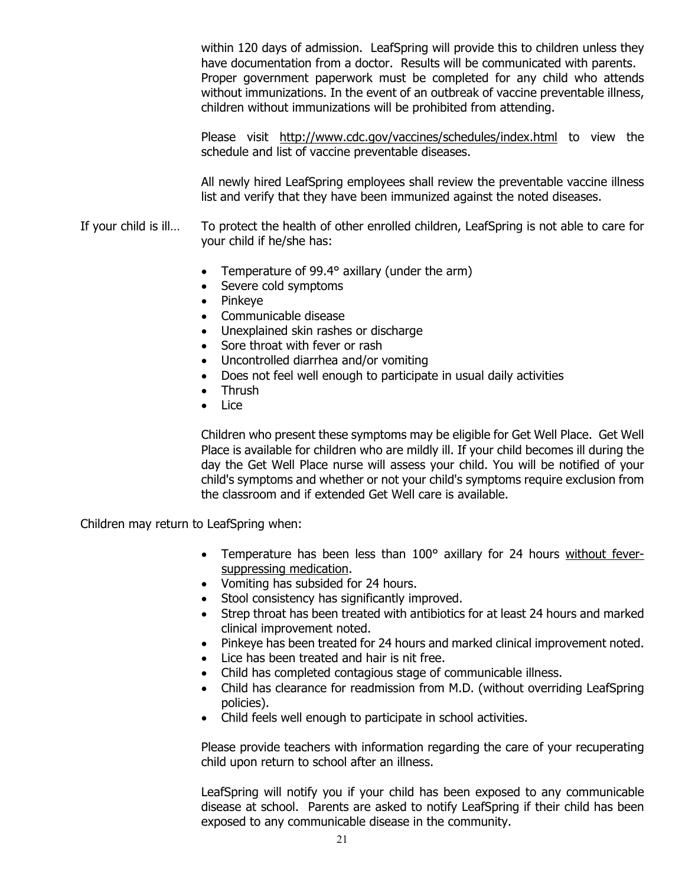within 120 days of admission. LeafSpring will provide this to children unless they have documentation from a doctor. Results will be communicated with parents. Proper government paperwork must be completed for any child who attends without immunizations. In the event of an outbreak of vaccine preventable illness, children without immunizations will be prohibited from attending.

Please visit http://www.cdc.gov/vaccines/schedules/index.html to view the schedule and list of vaccine preventable diseases.

All newly hired LeafSpring employees shall review the preventable vaccine illness list and verify that they have been immunized against the noted diseases.

If your child is ill… To protect the health of other enrolled children, LeafSpring is not able to care for your child if he/she has:

- Temperature of 99.4° axillary (under the arm)
- Severe cold symptoms
- Pinkeye
- Communicable disease
- Unexplained skin rashes or discharge
- Sore throat with fever or rash
- Uncontrolled diarrhea and/or vomiting
- Does not feel well enough to participate in usual daily activities
- Thrush
- Lice

Children who present these symptoms may be eligible for Get Well Place. Get Well Place is available for children who are mildly ill. If your child becomes ill during the day the Get Well Place nurse will assess your child. You will be notified of your child's symptoms and whether or not your child's symptoms require exclusion from the classroom and if extended Get Well care is available.

Children may return to LeafSpring when:

- Temperature has been less than 100° axillary for 24 hours without fever-suppressing medication.
- Vomiting has subsided for 24 hours.
- Stool consistency has significantly improved.
- Strep throat has been treated with antibiotics for at least 24 hours and marked clinical improvement noted.
- Pinkeye has been treated for 24 hours and marked clinical improvement noted.
- Lice has been treated and hair is nit free.
- Child has completed contagious stage of communicable illness.
- Child has clearance for readmission from M.D. (without overriding LeafSpring policies).
- Child feels well enough to participate in school activities.

Please provide teachers with information regarding the care of your recuperating child upon return to school after an illness.

LeafSpring will notify you if your child has been exposed to any communicable disease at school. Parents are asked to notify LeafSpring if their child has been exposed to any communicable disease in the community.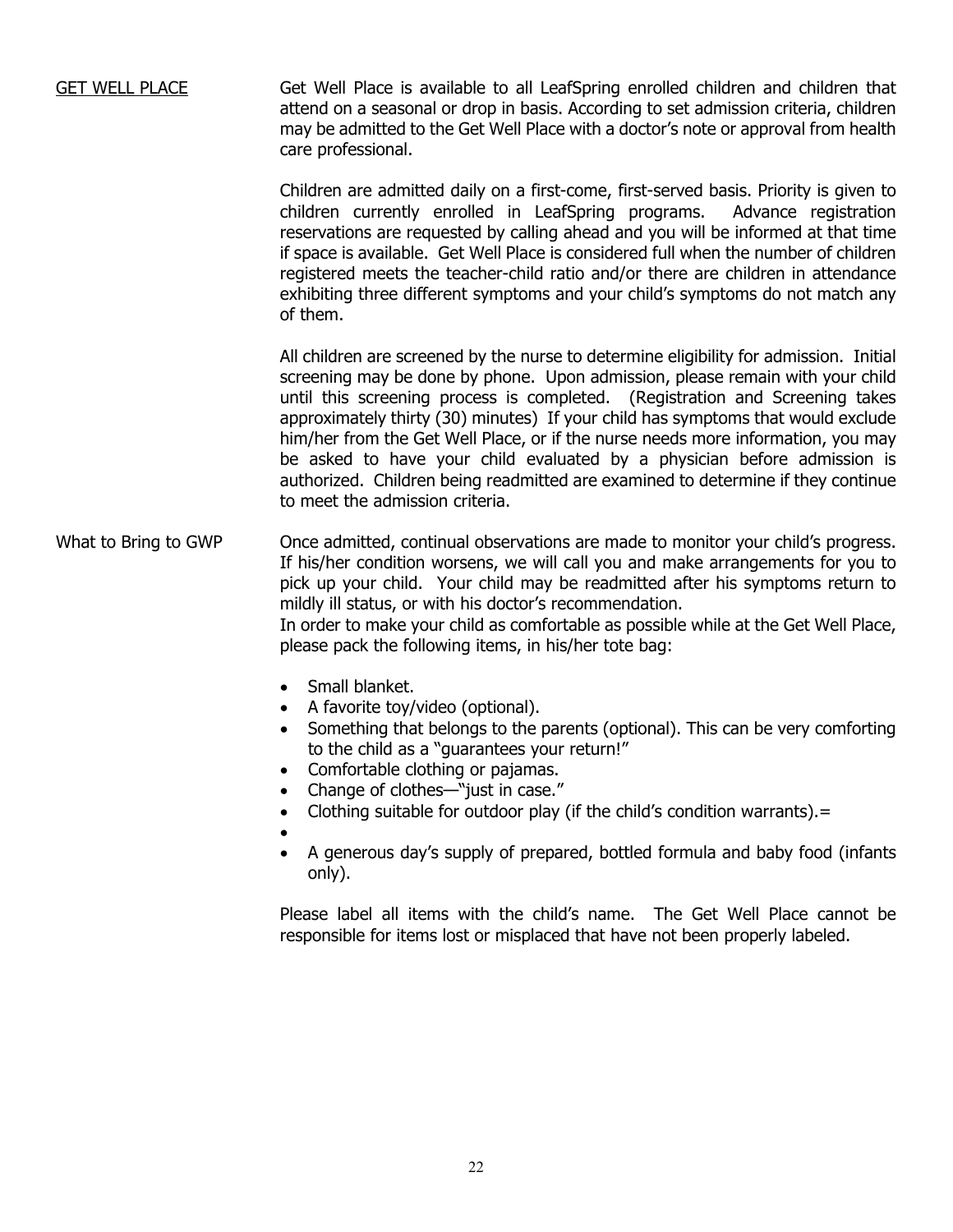## GET WELL PLACE

Get Well Place is available to all LeafSpring enrolled children and children that attend on a seasonal or drop in basis. According to set admission criteria, children may be admitted to the Get Well Place with a doctor's note or approval from health care professional.

Children are admitted daily on a first-come, first-served basis. Priority is given to children currently enrolled in LeafSpring programs. Advance registration reservations are requested by calling ahead and you will be informed at that time if space is available. Get Well Place is considered full when the number of children registered meets the teacher-child ratio and/or there are children in attendance exhibiting three different symptoms and your child's symptoms do not match any of them.

All children are screened by the nurse to determine eligibility for admission. Initial screening may be done by phone. Upon admission, please remain with your child until this screening process is completed. (Registration and Screening takes approximately thirty (30) minutes) If your child has symptoms that would exclude him/her from the Get Well Place, or if the nurse needs more information, you may be asked to have your child evaluated by a physician before admission is authorized. Children being readmitted are examined to determine if they continue to meet the admission criteria.

### What to Bring to GWP

Once admitted, continual observations are made to monitor your child's progress. If his/her condition worsens, we will call you and make arrangements for you to pick up your child. Your child may be readmitted after his symptoms return to mildly ill status, or with his doctor's recommendation.
In order to make your child as comfortable as possible while at the Get Well Place, please pack the following items, in his/her tote bag:

- Small blanket.
- A favorite toy/video (optional).
- Something that belongs to the parents (optional). This can be very comforting to the child as a "guarantees your return!"
- Comfortable clothing or pajamas.
- Change of clothes—"just in case."
- Clothing suitable for outdoor play (if the child's condition warrants).=
- 
- A generous day's supply of prepared, bottled formula and baby food (infants only).

Please label all items with the child's name. The Get Well Place cannot be responsible for items lost or misplaced that have not been properly labeled.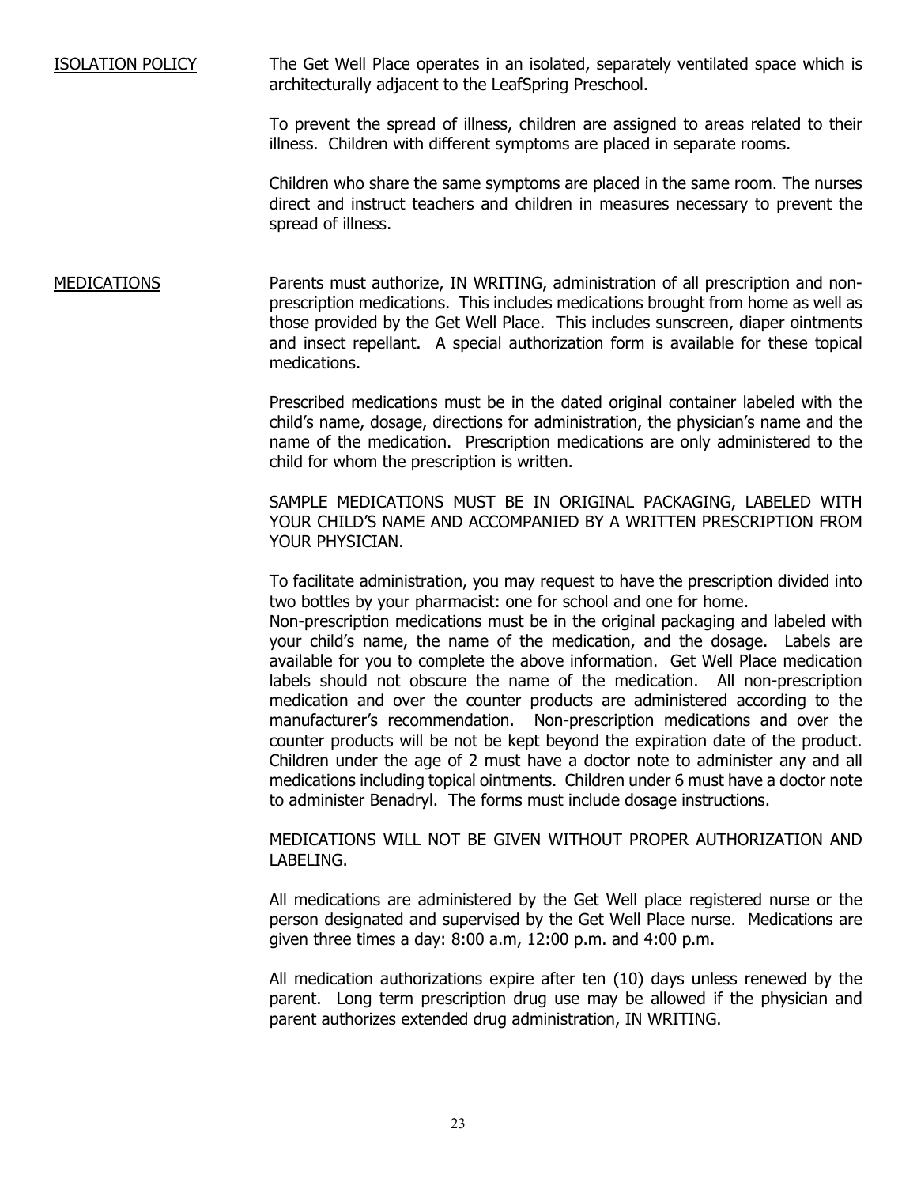## ISOLATION POLICY

The Get Well Place operates in an isolated, separately ventilated space which is architecturally adjacent to the LeafSpring Preschool.

To prevent the spread of illness, children are assigned to areas related to their illness. Children with different symptoms are placed in separate rooms.

Children who share the same symptoms are placed in the same room. The nurses direct and instruct teachers and children in measures necessary to prevent the spread of illness.

## MEDICATIONS

Parents must authorize, IN WRITING, administration of all prescription and non-prescription medications. This includes medications brought from home as well as those provided by the Get Well Place. This includes sunscreen, diaper ointments and insect repellant. A special authorization form is available for these topical medications.

Prescribed medications must be in the dated original container labeled with the child's name, dosage, directions for administration, the physician's name and the name of the medication. Prescription medications are only administered to the child for whom the prescription is written.

SAMPLE MEDICATIONS MUST BE IN ORIGINAL PACKAGING, LABELED WITH YOUR CHILD'S NAME AND ACCOMPANIED BY A WRITTEN PRESCRIPTION FROM YOUR PHYSICIAN.

To facilitate administration, you may request to have the prescription divided into two bottles by your pharmacist: one for school and one for home.
Non-prescription medications must be in the original packaging and labeled with your child's name, the name of the medication, and the dosage. Labels are available for you to complete the above information. Get Well Place medication labels should not obscure the name of the medication. All non-prescription medication and over the counter products are administered according to the manufacturer's recommendation. Non-prescription medications and over the counter products will be not be kept beyond the expiration date of the product. Children under the age of 2 must have a doctor note to administer any and all medications including topical ointments. Children under 6 must have a doctor note to administer Benadryl. The forms must include dosage instructions.

MEDICATIONS WILL NOT BE GIVEN WITHOUT PROPER AUTHORIZATION AND LABELING.

All medications are administered by the Get Well place registered nurse or the person designated and supervised by the Get Well Place nurse. Medications are given three times a day: 8:00 a.m, 12:00 p.m. and 4:00 p.m.

All medication authorizations expire after ten (10) days unless renewed by the parent. Long term prescription drug use may be allowed if the physician <u>and</u> parent authorizes extended drug administration, IN WRITING.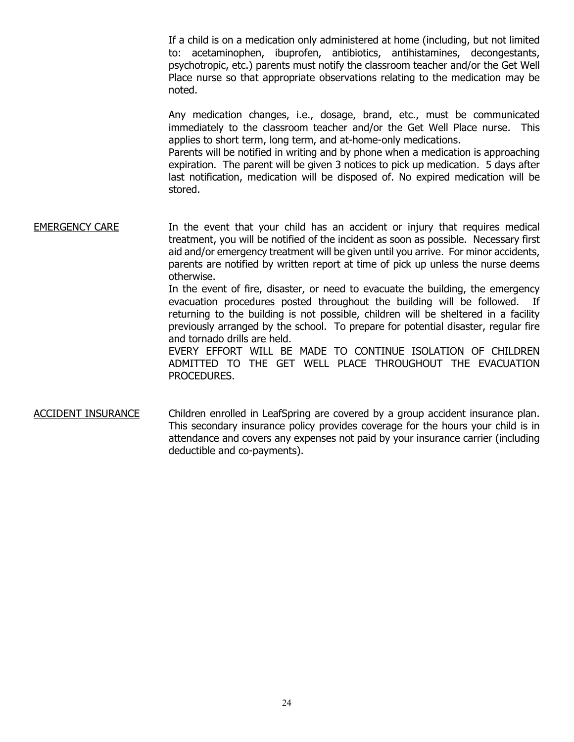If a child is on a medication only administered at home (including, but not limited to: acetaminophen, ibuprofen, antibiotics, antihistamines, decongestants, psychotropic, etc.) parents must notify the classroom teacher and/or the Get Well Place nurse so that appropriate observations relating to the medication may be noted.

Any medication changes, i.e., dosage, brand, etc., must be communicated immediately to the classroom teacher and/or the Get Well Place nurse. This applies to short term, long term, and at-home-only medications.
Parents will be notified in writing and by phone when a medication is approaching expiration. The parent will be given 3 notices to pick up medication. 5 days after last notification, medication will be disposed of. No expired medication will be stored.

<u>EMERGENCY CARE</u>

In the event that your child has an accident or injury that requires medical treatment, you will be notified of the incident as soon as possible. Necessary first aid and/or emergency treatment will be given until you arrive. For minor accidents, parents are notified by written report at time of pick up unless the nurse deems otherwise.
In the event of fire, disaster, or need to evacuate the building, the emergency evacuation procedures posted throughout the building will be followed. If returning to the building is not possible, children will be sheltered in a facility previously arranged by the school. To prepare for potential disaster, regular fire and tornado drills are held.
EVERY EFFORT WILL BE MADE TO CONTINUE ISOLATION OF CHILDREN ADMITTED TO THE GET WELL PLACE THROUGHOUT THE EVACUATION PROCEDURES.

<u>ACCIDENT INSURANCE</u>

Children enrolled in LeafSpring are covered by a group accident insurance plan. This secondary insurance policy provides coverage for the hours your child is in attendance and covers any expenses not paid by your insurance carrier (including deductible and co-payments).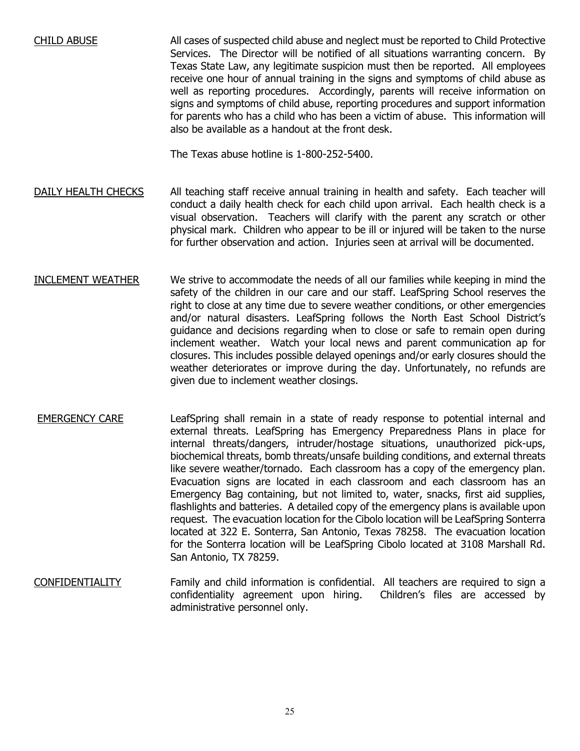<u>CHILD ABUSE</u>

All cases of suspected child abuse and neglect must be reported to Child Protective Services. The Director will be notified of all situations warranting concern. By Texas State Law, any legitimate suspicion must then be reported. All employees receive one hour of annual training in the signs and symptoms of child abuse as well as reporting procedures. Accordingly, parents will receive information on signs and symptoms of child abuse, reporting procedures and support information for parents who has a child who has been a victim of abuse. This information will also be available as a handout at the front desk.

The Texas abuse hotline is 1-800-252-5400.

<u>DAILY HEALTH CHECKS</u>

All teaching staff receive annual training in health and safety. Each teacher will conduct a daily health check for each child upon arrival. Each health check is a visual observation. Teachers will clarify with the parent any scratch or other physical mark. Children who appear to be ill or injured will be taken to the nurse for further observation and action. Injuries seen at arrival will be documented.

<u>INCLEMENT WEATHER</u>

We strive to accommodate the needs of all our families while keeping in mind the safety of the children in our care and our staff. LeafSpring School reserves the right to close at any time due to severe weather conditions, or other emergencies and/or natural disasters. LeafSpring follows the North East School District's guidance and decisions regarding when to close or safe to remain open during inclement weather. Watch your local news and parent communication ap for closures. This includes possible delayed openings and/or early closures should the weather deteriorates or improve during the day. Unfortunately, no refunds are given due to inclement weather closings.

<u>EMERGENCY CARE</u>

LeafSpring shall remain in a state of ready response to potential internal and external threats. LeafSpring has Emergency Preparedness Plans in place for internal threats/dangers, intruder/hostage situations, unauthorized pick-ups, biochemical threats, bomb threats/unsafe building conditions, and external threats like severe weather/tornado. Each classroom has a copy of the emergency plan. Evacuation signs are located in each classroom and each classroom has an Emergency Bag containing, but not limited to, water, snacks, first aid supplies, flashlights and batteries. A detailed copy of the emergency plans is available upon request. The evacuation location for the Cibolo location will be LeafSpring Sonterra located at 322 E. Sonterra, San Antonio, Texas 78258. The evacuation location for the Sonterra location will be LeafSpring Cibolo located at 3108 Marshall Rd. San Antonio, TX 78259.

<u>CONFIDENTIALITY</u>

Family and child information is confidential. All teachers are required to sign a confidentiality agreement upon hiring. Children's files are accessed by administrative personnel only.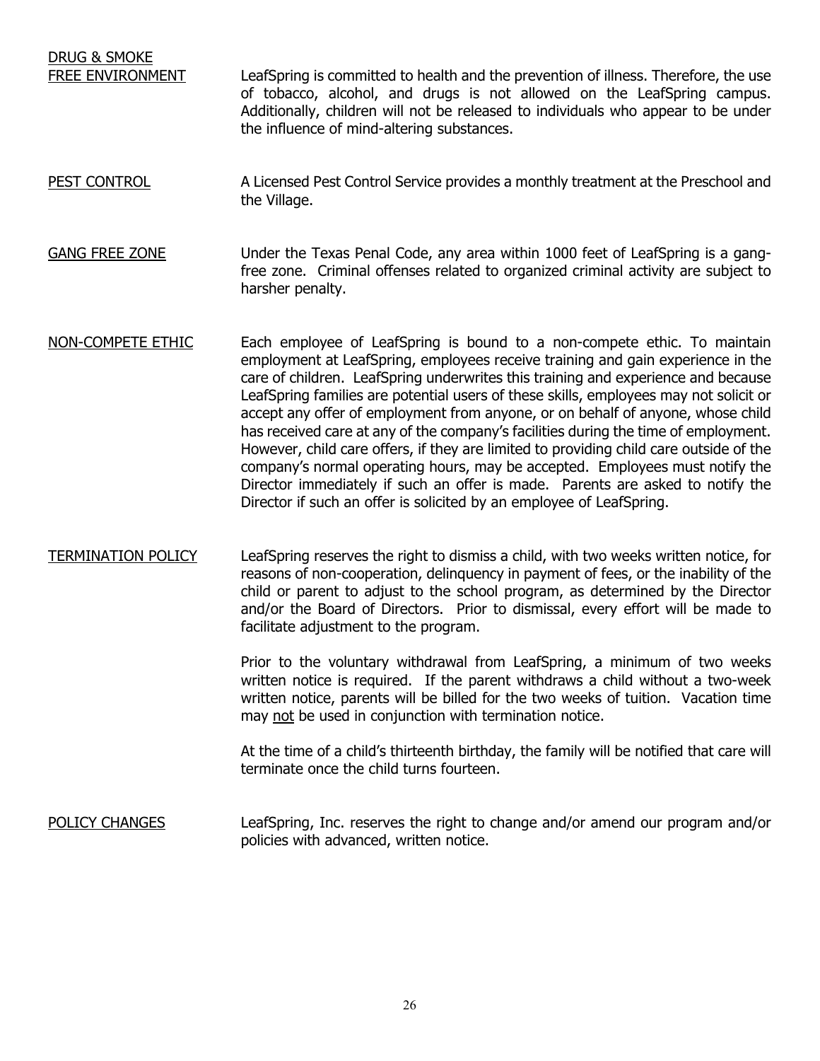**DRUG & SMOKE FREE ENVIRONMENT**

LeafSpring is committed to health and the prevention of illness. Therefore, the use of tobacco, alcohol, and drugs is not allowed on the LeafSpring campus. Additionally, children will not be released to individuals who appear to be under the influence of mind-altering substances.

**PEST CONTROL**

A Licensed Pest Control Service provides a monthly treatment at the Preschool and the Village.

**GANG FREE ZONE**

Under the Texas Penal Code, any area within 1000 feet of LeafSpring is a gang-free zone. Criminal offenses related to organized criminal activity are subject to harsher penalty.

**NON-COMPETE ETHIC**

Each employee of LeafSpring is bound to a non-compete ethic. To maintain employment at LeafSpring, employees receive training and gain experience in the care of children. LeafSpring underwrites this training and experience and because LeafSpring families are potential users of these skills, employees may not solicit or accept any offer of employment from anyone, or on behalf of anyone, whose child has received care at any of the company's facilities during the time of employment. However, child care offers, if they are limited to providing child care outside of the company's normal operating hours, may be accepted. Employees must notify the Director immediately if such an offer is made. Parents are asked to notify the Director if such an offer is solicited by an employee of LeafSpring.

**TERMINATION POLICY**

LeafSpring reserves the right to dismiss a child, with two weeks written notice, for reasons of non-cooperation, delinquency in payment of fees, or the inability of the child or parent to adjust to the school program, as determined by the Director and/or the Board of Directors. Prior to dismissal, every effort will be made to facilitate adjustment to the program.

Prior to the voluntary withdrawal from LeafSpring, a minimum of two weeks written notice is required. If the parent withdraws a child without a two-week written notice, parents will be billed for the two weeks of tuition. Vacation time may not be used in conjunction with termination notice.

At the time of a child's thirteenth birthday, the family will be notified that care will terminate once the child turns fourteen.

**POLICY CHANGES**

LeafSpring, Inc. reserves the right to change and/or amend our program and/or policies with advanced, written notice.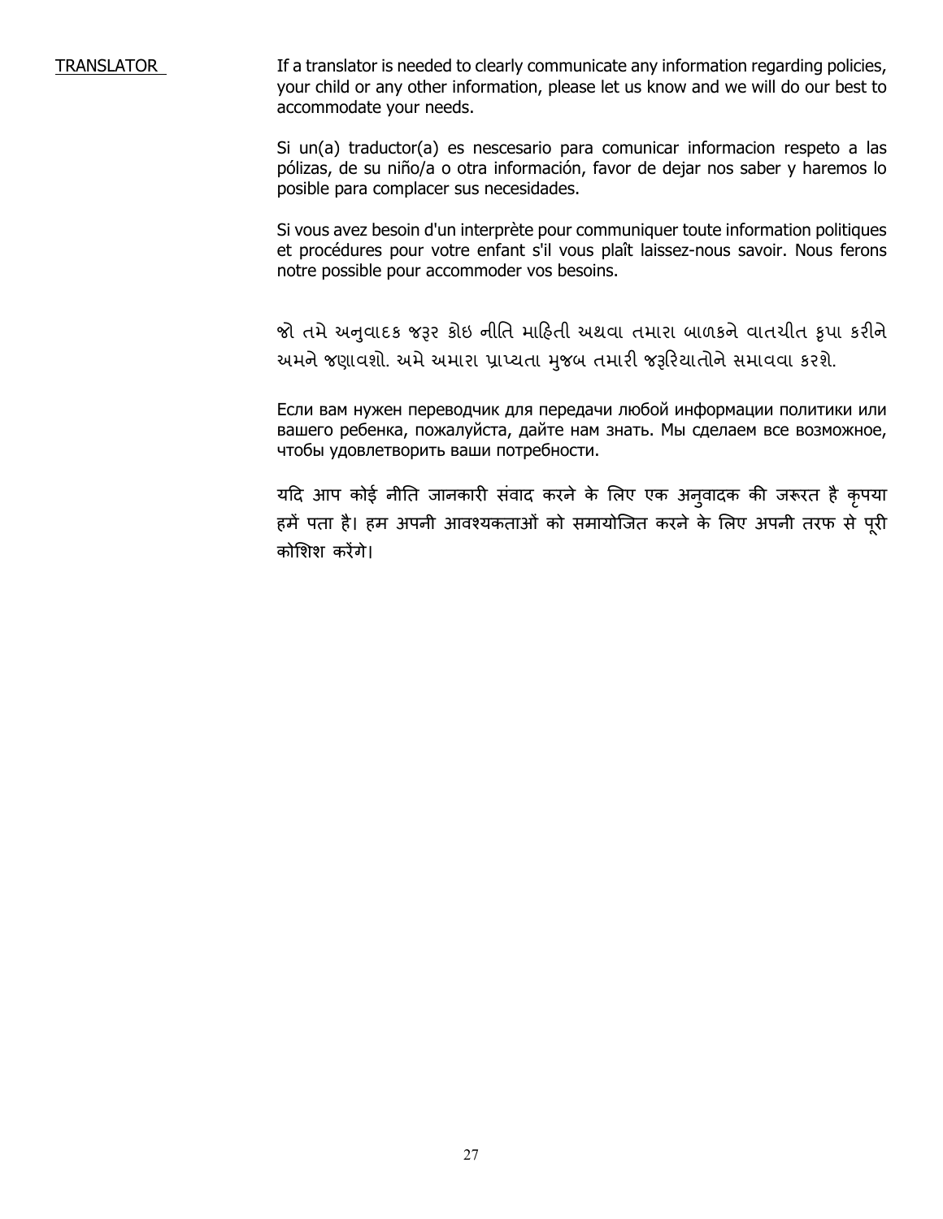TRANSLATOR

If a translator is needed to clearly communicate any information regarding policies, your child or any other information, please let us know and we will do our best to accommodate your needs.

Si un(a) traductor(a) es nescesario para comunicar informacion respeto a las pólizas, de su niño/a o otra información, favor de dejar nos saber y haremos lo posible para complacer sus necesidades.

Si vous avez besoin d'un interprète pour communiquer toute information politiques et procédures pour votre enfant s'il vous plaît laissez-nous savoir. Nous ferons notre possible pour accommoder vos besoins.

જો તમે અનુવાદક જરૂર કોઇ નીતિ માહિતી અથવા તમારા બાળકને વાતચીત કૃપા કરીને અમને જણાવશો. અમે અમારા પ્રાપ્યતા મુજબ તમારી જરૂરિયાતોને સમાવવા કરશે.

Если вам нужен переводчик для передачи любой информации политики или вашего ребенка, пожалуйста, дайте нам знать. Мы сделаем все возможное, чтобы удовлетворить ваши потребности.

यदि आप कोई नीति जानकारी संवाद करने के लिए एक अनुवादक की जरूरत है कृपया हमें पता है। हम अपनी आवश्यकताओं को समायोजित करने के लिए अपनी तरफ से पूरी कोशिश करेंगे।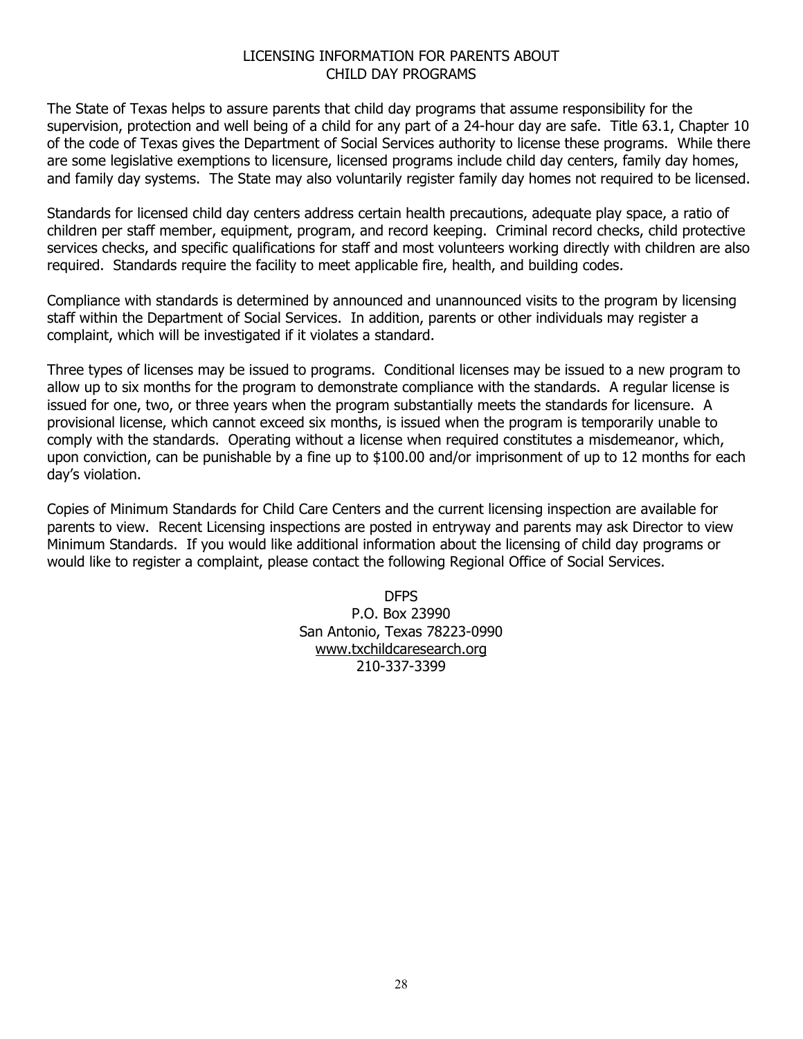# LICENSING INFORMATION FOR PARENTS ABOUT CHILD DAY PROGRAMS

The State of Texas helps to assure parents that child day programs that assume responsibility for the supervision, protection and well being of a child for any part of a 24-hour day are safe. Title 63.1, Chapter 10 of the code of Texas gives the Department of Social Services authority to license these programs. While there are some legislative exemptions to licensure, licensed programs include child day centers, family day homes, and family day systems. The State may also voluntarily register family day homes not required to be licensed.

Standards for licensed child day centers address certain health precautions, adequate play space, a ratio of children per staff member, equipment, program, and record keeping. Criminal record checks, child protective services checks, and specific qualifications for staff and most volunteers working directly with children are also required. Standards require the facility to meet applicable fire, health, and building codes.

Compliance with standards is determined by announced and unannounced visits to the program by licensing staff within the Department of Social Services. In addition, parents or other individuals may register a complaint, which will be investigated if it violates a standard.

Three types of licenses may be issued to programs. Conditional licenses may be issued to a new program to allow up to six months for the program to demonstrate compliance with the standards. A regular license is issued for one, two, or three years when the program substantially meets the standards for licensure. A provisional license, which cannot exceed six months, is issued when the program is temporarily unable to comply with the standards. Operating without a license when required constitutes a misdemeanor, which, upon conviction, can be punishable by a fine up to $100.00 and/or imprisonment of up to 12 months for each day's violation.

Copies of Minimum Standards for Child Care Centers and the current licensing inspection are available for parents to view. Recent Licensing inspections are posted in entryway and parents may ask Director to view Minimum Standards. If you would like additional information about the licensing of child day programs or would like to register a complaint, please contact the following Regional Office of Social Services.

DFPS
P.O. Box 23990
San Antonio, Texas 78223-0990
www.txchildcaresearch.org
210-337-3399